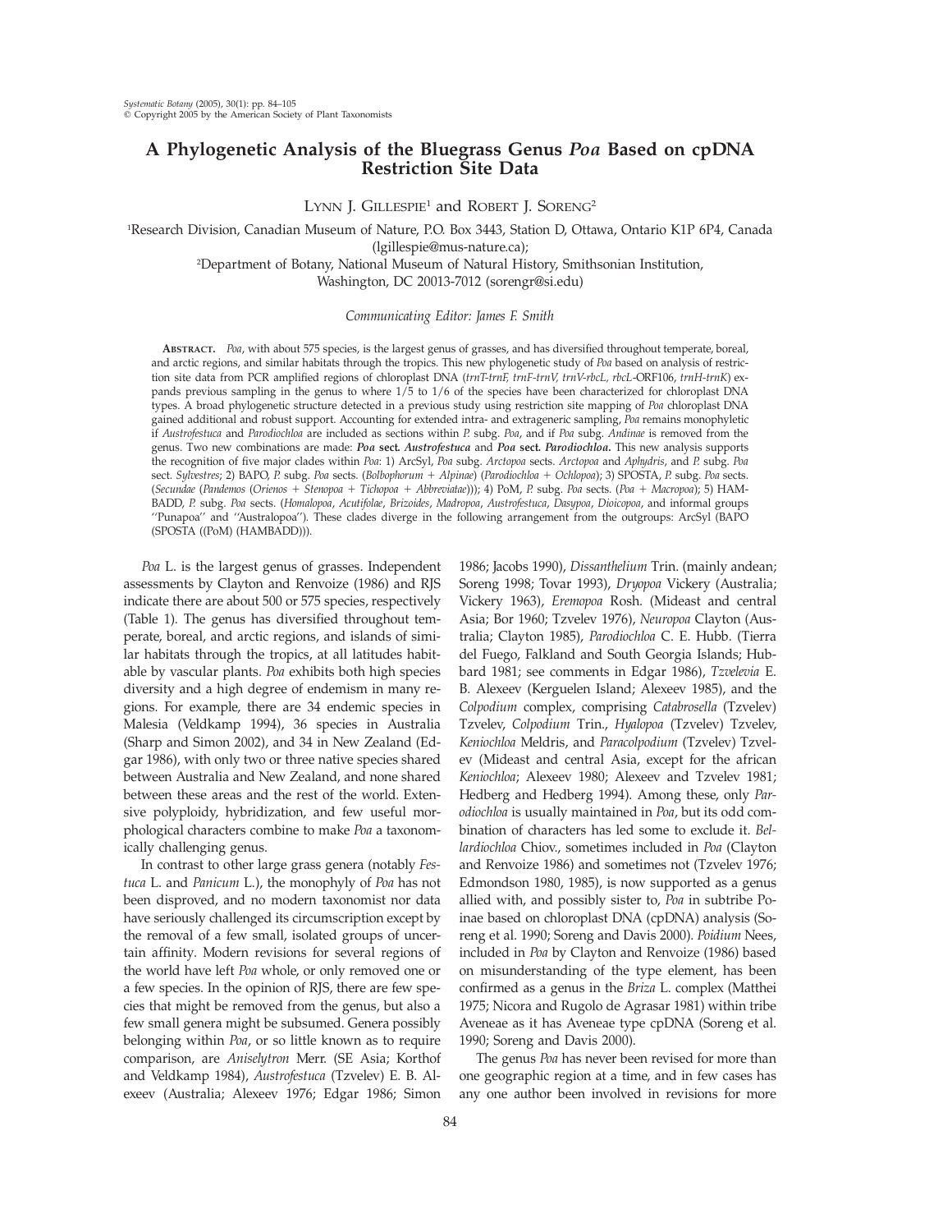# A Phylogenetic Analysis of the Bluegrass Genus *Poa* Based on cpDNA Restriction Site Data

LYNN J. GILLESPIE[1] and ROBERT J. SORENG[2]

[1]Research Division, Canadian Museum of Nature, P.O. Box 3443, Station D, Ottawa, Ontario K1P 6P4, Canada (lgillespie@mus-nature.ca);

[2]Department of Botany, National Museum of Natural History, Smithsonian Institution, Washington, DC 20013-7012 (sorengr@si.edu)

*Communicating Editor: James F. Smith*

**ABSTRACT.** *Poa*, with about 575 species, is the largest genus of grasses, and has diversified throughout temperate, boreal, and arctic regions, and similar habitats through the tropics. This new phylogenetic study of *Poa* based on analysis of restriction site data from PCR amplified regions of chloroplast DNA (*trnT-trnF, trnF-trnV, trnV-rbcL, rbcL*-ORF106, *trnH-trnK*) expands previous sampling in the genus to where 1/5 to 1/6 of the species have been characterized for chloroplast DNA types. A broad phylogenetic structure detected in a previous study using restriction site mapping of *Poa* chloroplast DNA gained additional and robust support. Accounting for extended intra- and extrageneric sampling, *Poa* remains monophyletic if *Austrofestuca* and *Parodiochloa* are included as sections within *P.* subg. *Poa*, and if *Poa* subg. *Andinae* is removed from the genus. Two new combinations are made: ***Poa* sect. *Austrofestuca*** and ***Poa* sect. *Parodiochloa***. This new analysis supports the recognition of five major clades within *Poa*: 1) ArcSyl, *Poa* subg. *Arctopoa* sects. *Arctopoa* and *Aphydris*, and *P.* subg. *Poa* sect. *Sylvestres*; 2) BAPO, *P.* subg. *Poa* sects. (*Bolbophorum* + *Alpinae*) (*Parodiochloa* + *Ochlopoa*); 3) SPOSTA, *P.* subg. *Poa* sects. (*Secundae* (*Pandemos* (*Oreinos* + *Stenopoa* + *Tichopoa* + *Abbreviatae*))); 4) PoM, *P.* subg. *Poa* sects. (*Poa* + *Macropoa*); 5) HAMBADD, *P.* subg. *Poa* sects. (*Homalopoa*, *Acutifolae*, *Brizoides*, *Madropoa*, *Austrofestuca*, *Dasypoa*, *Dioicopoa*, and informal groups ''Punapoa'' and ''Australopoa''). These clades diverge in the following arrangement from the outgroups: ArcSyl (BAPO (SPOSTA ((PoM) (HAMBADD))).

*Poa* L. is the largest genus of grasses. Independent assessments by Clayton and Renvoize (1986) and RJS indicate there are about 500 or 575 species, respectively (Table 1). The genus has diversified throughout temperate, boreal, and arctic regions, and islands of similar habitats through the tropics, at all latitudes habitable by vascular plants. *Poa* exhibits both high species diversity and a high degree of endemism in many regions. For example, there are 34 endemic species in Malesia (Veldkamp 1994), 36 species in Australia (Sharp and Simon 2002), and 34 in New Zealand (Edgar 1986), with only two or three native species shared between Australia and New Zealand, and none shared between these areas and the rest of the world. Extensive polyploidy, hybridization, and few useful morphological characters combine to make *Poa* a taxonomically challenging genus.

In contrast to other large grass genera (notably *Festuca* L. and *Panicum* L.), the monophyly of *Poa* has not been disproved, and no modern taxonomist nor data have seriously challenged its circumscription except by the removal of a few small, isolated groups of uncertain affinity. Modern revisions for several regions of the world have left *Poa* whole, or only removed one or a few species. In the opinion of RJS, there are few species that might be removed from the genus, but also a few small genera might be subsumed. Genera possibly belonging within *Poa*, or so little known as to require comparison, are *Aniselytron* Merr. (SE Asia; Korthof and Veldkamp 1984), *Austrofestuca* (Tzvelev) E. B. Alexeev (Australia; Alexeev 1976; Edgar 1986; Simon 1986; Jacobs 1990), *Dissanthelium* Trin. (mainly andean; Soreng 1998; Tovar 1993), *Dryopoa* Vickery (Australia; Vickery 1963), *Eremopoa* Rosh. (Mideast and central Asia; Bor 1960; Tzvelev 1976), *Neuropoa* Clayton (Australia; Clayton 1985), *Parodiochloa* C. E. Hubb. (Tierra del Fuego, Falkland and South Georgia Islands; Hubbard 1981; see comments in Edgar 1986), *Tzvelevia* E. B. Alexeev (Kerguelen Island; Alexeev 1985), and the *Colpodium* complex, comprising *Catabrosella* (Tzvelev) Tzvelev, *Colpodium* Trin., *Hyalopoa* (Tzvelev) Tzvelev, *Keniochloa* Meldris, and *Paracolpodium* (Tzvelev) Tzvelev (Mideast and central Asia, except for the african *Keniochloa*; Alexeev 1980; Alexeev and Tzvelev 1981; Hedberg and Hedberg 1994). Among these, only *Parodiochloa* is usually maintained in *Poa*, but its odd combination of characters has led some to exclude it. *Bellardiochloa* Chiov., sometimes included in *Poa* (Clayton and Renvoize 1986) and sometimes not (Tzvelev 1976; Edmondson 1980, 1985), is now supported as a genus allied with, and possibly sister to, *Poa* in subtribe Poinae based on chloroplast DNA (cpDNA) analysis (Soreng et al. 1990; Soreng and Davis 2000). *Poidium* Nees, included in *Poa* by Clayton and Renvoize (1986) based on misunderstanding of the type element, has been confirmed as a genus in the *Briza* L. complex (Matthei 1975; Nicora and Rugolo de Agrasar 1981) within tribe Aveneae as it has Aveneae type cpDNA (Soreng et al. 1990; Soreng and Davis 2000).

The genus *Poa* has never been revised for more than one geographic region at a time, and in few cases has any one author been involved in revisions for more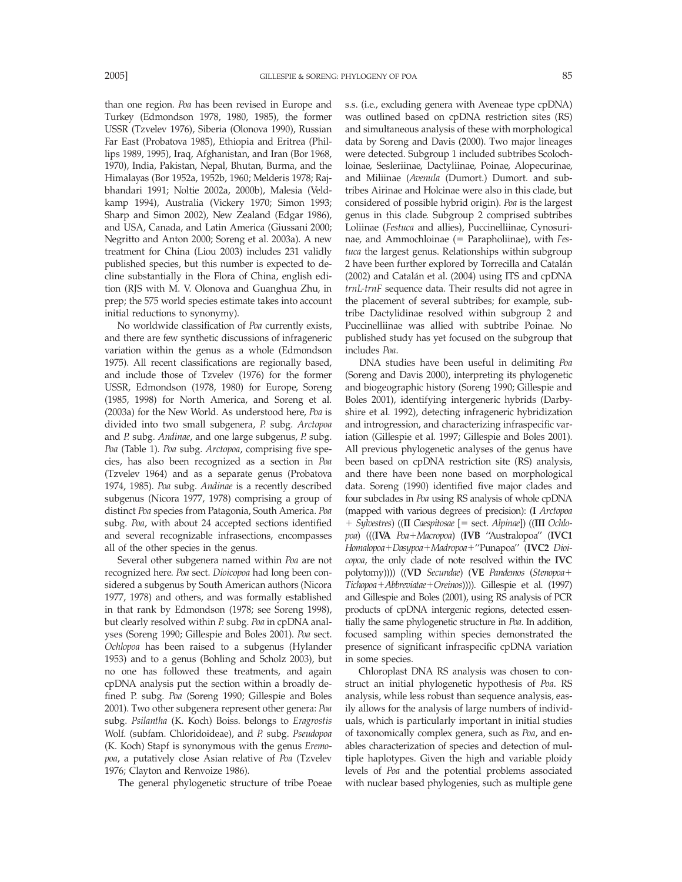than one region. *Poa* has been revised in Europe and Turkey (Edmondson 1978, 1980, 1985), the former USSR (Tzvelev 1976), Siberia (Olonova 1990), Russian Far East (Probatova 1985), Ethiopia and Eritrea (Phillips 1989, 1995), Iraq, Afghanistan, and Iran (Bor 1968, 1970), India, Pakistan, Nepal, Bhutan, Burma, and the Himalayas (Bor 1952a, 1952b, 1960; Melderis 1978; Rajbhandari 1991; Noltie 2002a, 2000b), Malesia (Veldkamp 1994), Australia (Vickery 1970; Simon 1993; Sharp and Simon 2002), New Zealand (Edgar 1986), and USA, Canada, and Latin America (Giussani 2000; Negritto and Anton 2000; Soreng et al. 2003a). A new treatment for China (Liou 2003) includes 231 validly published species, but this number is expected to decline substantially in the Flora of China, english edition (RJS with M. V. Olonova and Guanghua Zhu, in prep; the 575 world species estimate takes into account initial reductions to synonymy).

No worldwide classification of *Poa* currently exists, and there are few synthetic discussions of infrageneric variation within the genus as a whole (Edmondson 1975). All recent classifications are regionally based, and include those of Tzvelev (1976) for the former USSR, Edmondson (1978, 1980) for Europe, Soreng (1985, 1998) for North America, and Soreng et al. (2003a) for the New World. As understood here, *Poa* is divided into two small subgenera, *P.* subg. *Arctopoa* and *P.* subg. *Andinae*, and one large subgenus, *P.* subg. *Poa* (Table 1). *Poa* subg. *Arctopoa*, comprising five species, has also been recognized as a section in *Poa* (Tzvelev 1964) and as a separate genus (Probatova 1974, 1985). *Poa* subg. *Andinae* is a recently described subgenus (Nicora 1977, 1978) comprising a group of distinct *Poa* species from Patagonia, South America. *Poa* subg. *Poa*, with about 24 accepted sections identified and several recognizable infrasections, encompasses all of the other species in the genus.

Several other subgenera named within *Poa* are not recognized here. *Poa* sect. *Dioicopoa* had long been considered a subgenus by South American authors (Nicora 1977, 1978) and others, and was formally established in that rank by Edmondson (1978; see Soreng 1998), but clearly resolved within *P.* subg. *Poa* in cpDNA analyses (Soreng 1990; Gillespie and Boles 2001). *Poa* sect. *Ochlopoa* has been raised to a subgenus (Hylander 1953) and to a genus (Bohling and Scholz 2003), but no one has followed these treatments, and again cpDNA analysis put the section within a broadly defined P. subg. *Poa* (Soreng 1990; Gillespie and Boles 2001). Two other subgenera represent other genera: *Poa* subg. *Psilantha* (K. Koch) Boiss. belongs to *Eragrostis* Wolf. (subfam. Chloridoideae), and *P.* subg. *Pseudopoa* (K. Koch) Stapf is synonymous with the genus *Eremopoa*, a putatively close Asian relative of *Poa* (Tzvelev 1976; Clayton and Renvoize 1986).

The general phylogenetic structure of tribe Poeae s.s. (i.e., excluding genera with Aveneae type cpDNA) was outlined based on cpDNA restriction sites (RS) and simultaneous analysis of these with morphological data by Soreng and Davis (2000). Two major lineages were detected. Subgroup 1 included subtribes Scolochloinae, Sesleriinae, Dactyliinae, Poinae, Alopecurinae, and Miliinae (*Avenula* (Dumort.) Dumort. and subtribes Airinae and Holcinae were also in this clade, but considered of possible hybrid origin). *Poa* is the largest genus in this clade. Subgroup 2 comprised subtribes Loliinae (*Festuca* and allies), Puccinelliinae, Cynosurinae, and Ammochloinae (= Parapholiinae), with *Festuca* the largest genus. Relationships within subgroup 2 have been further explored by Torrecilla and Catalán (2002) and Catalán et al. (2004) using ITS and cpDNA *trnL-trnF* sequence data. Their results did not agree in the placement of several subtribes; for example, subtribe Dactylidinae resolved within subgroup 2 and Puccinelliinae was allied with subtribe Poinae. No published study has yet focused on the subgroup that includes *Poa*.

DNA studies have been useful in delimiting *Poa* (Soreng and Davis 2000), interpreting its phylogenetic and biogeographic history (Soreng 1990; Gillespie and Boles 2001), identifying intergeneric hybrids (Darbyshire et al. 1992), detecting infrageneric hybridization and introgression, and characterizing infraspecific variation (Gillespie et al. 1997; Gillespie and Boles 2001). All previous phylogenetic analyses of the genus have been based on cpDNA restriction site (RS) analysis, and there have been none based on morphological data. Soreng (1990) identified five major clades and four subclades in *Poa* using RS analysis of whole cpDNA (mapped with various degrees of precision): (**I** *Arctopoa* + *Sylvestres*) ((**II** *Caespitosae* [= sect. *Alpinae*]) ((**III** *Ochlopoa*) (((**IVA** *Poa*+*Macropoa*) (**IVB** "Australopoa" (**IVC1** *Homalopoa*+*Dasypoa*+*Madropoa*+"Punapoa" (**IVC2** *Dioicopoa*, the only clade of note resolved within the **IVC** polytomy)))) ((**VD** *Secundae*) (**VE** *Pandemos* (*Stenopoa*+*Tichopoa*+*Abbreviatae*+*Oreinos*)))). Gillespie et al. (1997) and Gillespie and Boles (2001), using RS analysis of PCR products of cpDNA intergenic regions, detected essentially the same phylogenetic structure in *Poa*. In addition, focused sampling within species demonstrated the presence of significant infraspecific cpDNA variation in some species.

Chloroplast DNA RS analysis was chosen to construct an initial phylogenetic hypothesis of *Poa*. RS analysis, while less robust than sequence analysis, easily allows for the analysis of large numbers of individuals, which is particularly important in initial studies of taxonomically complex genera, such as *Poa*, and enables characterization of species and detection of multiple haplotypes. Given the high and variable ploidy levels of *Poa* and the potential problems associated with nuclear based phylogenies, such as multiple gene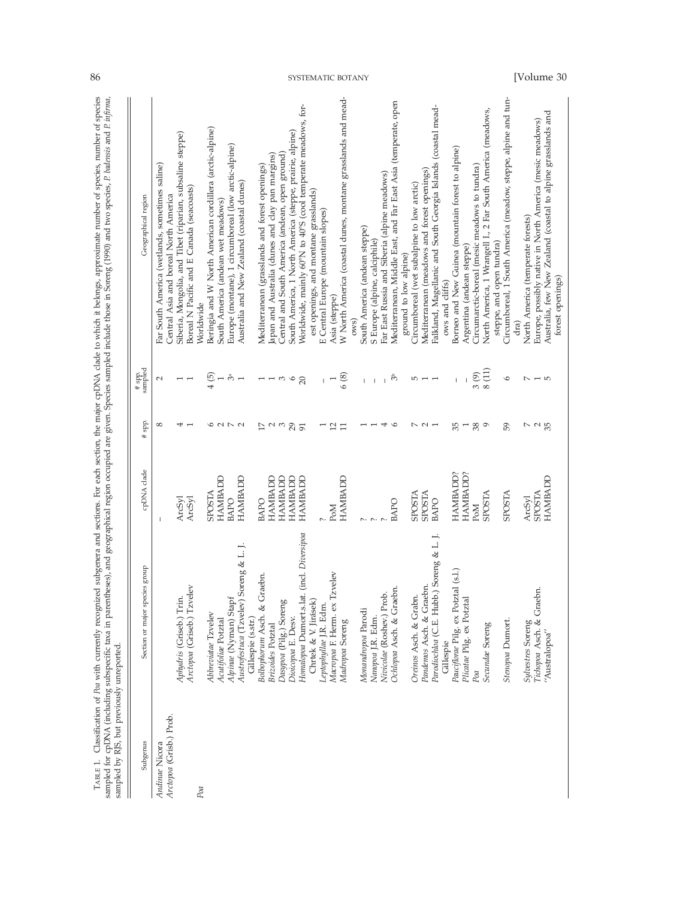TABLE 1. Classification of *Poa* with currently recognized subgenera and sections. For each section, the major cpDNA clade to which it belongs, approximate number of species, number of species sampled for cpDNA (including subspecific taxa in parentheses), and geographical region occupied are given. Species sampled include those in Soreng (1990) and two species, *P. badensis* and *P. infirma*, sampled by RJS, but previously unreported.

| Subgenus | Section or major species group | cpDNA clade | # spp. | # spp. sampled | Geographical region |
|---|---|---|---|---|---|
| *Andinae* Nicora | | – | 8 | 2 | Far South America (wetlands, sometimes saline) |
| *Arctopoa* (Grisb.) Prob. | | | | | Central Asia and boreal North America |
| | *Aphydris* (Griseb.) Trin. | ArcSyl | 4 | 1 | Siberia, Mongolia, and Tibet (riparian, subsaline steppe) |
| | *Arctopoa* (Griseb.) Tzvelev | ArcSyl | 1 | 1 | Boreal N Pacific and E Canada (seacoasts) |
| *Poa* | | | | | Worldwide |
| | *Abbreviatae* Tzvelev | SPOSTA | 6 | 4 (5) | Beringia and W North American cordillera (arctic-alpine) |
| | *Acutifoliae* Potztal | HAMBADD | 2 | 1 | South America (andean wet meadows) |
| | *Alpinae* (Nyman) Stapf | BAPO | 7 | 3[a] | Europe (montane), 1 circumboreal (low arctic-alpine) |
| | *Austrofestuca* (Tzvelev) Soreng & L. J. Gillespie (s.str.) | HAMBADD | 2 | 1 | Australia and New Zealand (coastal dunes) |
| | *Bolbophorum* Asch. & Graebn. | BAPO | 17 | 1 | Mediterranean (grasslands and forest openings) |
| | *Brizoides* Potztal | HAMBADD | 2 | 1 | Japan and Australia (dunes and clay pan margins) |
| | *Dasypoa* (Pilg.) Soreng | HAMBADD | 3 | 3 | Central and South America (andean, open ground) |
| | *Dioicopoa* E. Desv. | HAMBADD | 29 | 6 | South America, 1 North America (steppe, prairie, alpine) |
| | *Homalopoa* Dumort.s.lat. (incl. *Diversipoa* Chrtek & V. Jirásek) | HAMBADD | 91 | 20 | Worldwide, mainly 60°N to 40°S (cool temperate meadows, forest openings, and montane grasslands) |
| | *Leptophyllae* J.R. Edm. | ? | 1 | – | E Central Europe (mountain slopes) |
| | *Macropoa* F. Herm. ex Tzvelev | PoM | 12 | 1 | Asia (steppe) |
| | *Madropoa* Soreng | HAMBADD | 11 | 6 (8) | W North America (coastal dunes, montane grasslands and meadows) |
| | *Monandropoa* Parodi | ? | 1 | – | South America (andean steppe) |
| | *Nanopoa* J.R. Edm. | ? | 1 | – | S Europe (alpine, calciphile) |
| | *Nivicolae* (Roshev.) Prob. | ? | 4 | – | Far East Russia and Siberia (alpine meadows) |
| | *Ochlopoa* Asch. & Graebn. | BAPO | 6 | 3[b] | Mediterranean, Middle East, and Far East Asia (temperate, open ground to low alpine) |
| | *Oreinos* Asch. & Grabn. | SPOSTA | 7 | 5 | Circumboreal (wet subalpine to low arctic) |
| | *Pandemos* Asch. & Graebn. | SPOSTA | 2 | 1 | Mediterranean (meadows and forest openings) |
| | *Parodiochloa* (C.E. Hubb.) Soreng & L. J. Gillespie | BAPO | 1 | 1 | Falkland, Magellanic and South Georgia Islands (coastal meadows and cliffs) |
| | *Pauciflorae* Pilg. ex Potztal (s.l.) | HAMBADD? | 35 | – | Borneo and New Guinea (mountain forest to alpine) |
| | *Plicatae* Pilg. ex Potztal | HAMBADD? | 1 | – | Argentina (andean steppe) |
| | *Poa* | PoM | 38 | 3 (9) | Circumarctic-boreal (mesic meadows to tundra) |
| | *Secundae* Soreng | SPOSTA | 9 | 8 (11) | North America, 1 Wrangell I., 2 Far South America (meadows, steppe, and open tundra) |
| | *Stenopoa* Dumort. | SPOSTA | 59 | 6 | Circumboreal, 1 South America (meadow, steppe, alpine and tundra) |
| | *Sylvestres* Soreng | ArcSyl | 7 | 7 | North America (temperate forests) |
| | *Tichopoa* Asch. & Graebn. | SPOSTA | 2 | 1 | Europe, possibly native in North America (mesic meadows) |
| | "Australopoa" | HAMBADD | 35 | 5 | Australia, few New Zealand (coastal to alpine grasslands and forest openings) |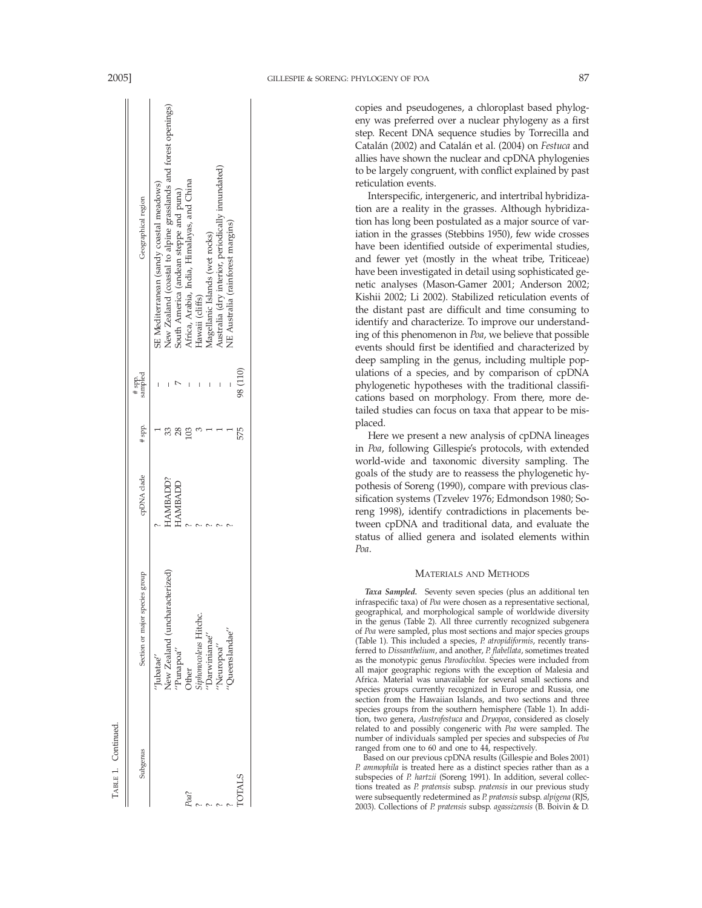TABLE 1. Continued.

| Subgenus | Section or major species group | cpDNA clade | # spp. | # spp. sampled | Geographical region |
|---|---|---|---|---|---|
| | "Jubatae" | ? | 1 | – | SE Mediterranean (sandy coastal meadows) |
| | New Zealand (uncharacterized) | HAMBADD? | 33 | – | New Zealand (coastal to alpine grasslands and forest openings) |
| | "Punapoa" | HAMBADD | 28 | 7 | South America (andean steppe and puna) |
| *Poa?* | Other | ? | 103 | – | Africa, Arabia, India, Himalayas, and China |
| ? | *Siphonocoleus* Hitchc. | ? | 3 | – | Hawaii (cliffs) |
| ? | "Darwinianae" | ? | 1 | – | Magellanic Islands (wet rocks) |
| ? | "Neuropoa" | ? | 1 | – | Australia (dry interior, periodically inundated) |
| ? | "Queenslandae" | ? | 1 | – | NE Australia (rainforest margins) |
| TOTALS | | | 575 | 98 (110) | |

copies and pseudogenes, a chloroplast based phylogeny was preferred over a nuclear phylogeny as a first step. Recent DNA sequence studies by Torrecilla and Catalán (2002) and Catalán et al. (2004) on *Festuca* and allies have shown the nuclear and cpDNA phylogenies to be largely congruent, with conflict explained by past reticulation events.

Interspecific, intergeneric, and intertribal hybridization are a reality in the grasses. Although hybridization has long been postulated as a major source of variation in the grasses (Stebbins 1950), few wide crosses have been identified outside of experimental studies, and fewer yet (mostly in the wheat tribe, Triticeae) have been investigated in detail using sophisticated genetic analyses (Mason-Gamer 2001; Anderson 2002; Kishii 2002; Li 2002). Stabilized reticulation events of the distant past are difficult and time consuming to identify and characterize. To improve our understanding of this phenomenon in *Poa*, we believe that possible events should first be identified and characterized by deep sampling in the genus, including multiple populations of a species, and by comparison of cpDNA phylogenetic hypotheses with the traditional classifications based on morphology. From there, more detailed studies can focus on taxa that appear to be misplaced.

Here we present a new analysis of cpDNA lineages in *Poa*, following Gillespie's protocols, with extended world-wide and taxonomic diversity sampling. The goals of the study are to reassess the phylogenetic hypothesis of Soreng (1990), compare with previous classification systems (Tzvelev 1976; Edmondson 1980; Soreng 1998), identify contradictions in placements between cpDNA and traditional data, and evaluate the status of allied genera and isolated elements within *Poa*.

## MATERIALS AND METHODS

***Taxa Sampled.*** Seventy seven species (plus an additional ten infraspecific taxa) of *Poa* were chosen as a representative sectional, geographical, and morphological sample of worldwide diversity in the genus (Table 2). All three currently recognized subgenera of *Poa* were sampled, plus most sections and major species groups (Table 1). This included a species, *P. atropidiformis*, recently transferred to *Dissanthelium*, and another, *P. flabellata*, sometimes treated as the monotypic genus *Parodiochloa*. Species were included from all major geographic regions with the exception of Malesia and Africa. Material was unavailable for several small sections and species groups currently recognized in Europe and Russia, one section from the Hawaiian Islands, and two sections and three species groups from the southern hemisphere (Table 1). In addition, two genera, *Austrofestuca* and *Dryopoa*, considered as closely related to and possibly congeneric with *Poa* were sampled. The number of individuals sampled per species and subspecies of *Poa* ranged from one to 60 and one to 44, respectively.

Based on our previous cpDNA results (Gillespie and Boles 2001) *P. ammophila* is treated here as a distinct species rather than as a subspecies of *P. hartzii* (Soreng 1991). In addition, several collections treated as *P. pratensis* subsp. *pratensis* in our previous study were subsequently redetermined as *P. pratensis* subsp. *alpigena* (RJS, 2003). Collections of *P. pratensis* subsp. *agassizensis* (B. Boivin & D.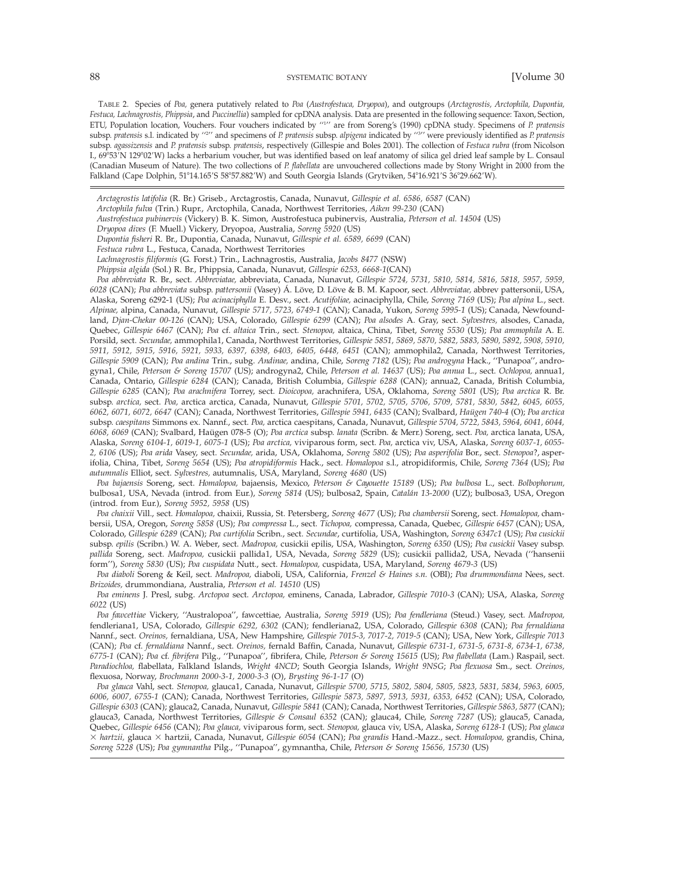TABLE 2. Species of *Poa*, genera putatively related to *Poa* (*Austrofestuca, Dryopoa*), and outgroups (*Arctagrostis, Arctophila, Dupontia, Festuca, Lachnagrostis, Phippsia*, and *Puccinellia*) sampled for cpDNA analysis. Data are presented in the following sequence: Taxon, Section, ETU, Population location, Vouchers. Four vouchers indicated by "[1]" are from Soreng's (1990) cpDNA study. Specimens of *P. pratensis* subsp. *pratensis* s.l. indicated by "[2]" and specimens of *P. pratensis* subsp. *alpigena* indicated by "[3]" were previously identified as *P. pratensis* subsp. *agassizensis* and *P. pratensis* subsp. *pratensis*, respectively (Gillespie and Boles 2001). The collection of *Festuca rubra* (from Nicolson I., 69°53′N 129°02′W) lacks a herbarium voucher, but was identified based on leaf anatomy of silica gel dried leaf sample by L. Consaul (Canadian Museum of Nature). The two collections of *P. flabellata* are unvouchered collections made by Stony Wright in 2000 from the Falkland (Cape Dolphin, 51°14.165′S 58°57.882′W) and South Georgia Islands (Grytviken, 54°16.921′S 36°29.662′W).

*Arctagrostis latifolia* (R. Br.) Griseb., Arctagrostis, Canada, Nunavut, *Gillespie et al. 6586, 6587* (CAN)

*Arctophila fulva* (Trin.) Rupr., Arctophila, Canada, Northwest Territories, *Aiken 99-230* (CAN)

*Austrofestuca pubinervis* (Vickery) B. K. Simon, Austrofestuca pubinervis, Australia, *Peterson et al. 14504* (US)

*Dryopoa dives* (F. Muell.) Vickery, Dryopoa, Australia, *Soreng 5920* (US)

*Dupontia fisheri* R. Br., Dupontia, Canada, Nunavut, *Gillespie et al. 6589, 6699* (CAN)

*Festuca rubra* L., Festuca, Canada, Northwest Territories

*Lachnagrostis filiformis* (G. Forst.) Trin., Lachnagrostis, Australia, *Jacobs 8477* (NSW)

*Phippsia algida* (Sol.) R. Br., Phippsia, Canada, Nunavut, *Gillespie 6253, 6668-1*(CAN)

*Poa abbreviata* R. Br., sect. *Abbreviatae,* abbreviata, Canada, Nunavut, *Gillespie 5724, 5731, 5810, 5814, 5816, 5818, 5957, 5959, 6028* (CAN); *Poa abbreviata* subsp. *pattersonii* (Vasey) Á. Löve, D. Löve & B. M. Kapoor, sect. *Abbreviatae,* abbrev pattersonii, USA, Alaska, Soreng 6292-1 (US); *Poa acinaciphylla* E. Desv., sect. *Acutifoliae,* acinaciphylla, Chile, *Soreng 7169* (US); *Poa alpina* L., sect. *Alpinae,* alpina, Canada, Nunavut, *Gillespie 5717, 5723, 6749-1* (CAN); Canada, Yukon, *Soreng 5995-1* (US); Canada, Newfoundland, *Djan-Chekar 00-126* (CAN); USA, Colorado, *Gillespie 6299* (CAN); *Poa alsodes* A. Gray, sect. *Sylvestres,* alsodes, Canada, Quebec, *Gillespie 6467* (CAN); *Poa* cf. *altaica* Trin., sect. *Stenopoa,* altaica, China, Tibet, *Soreng 5530* (US); *Poa ammophila* A. E. Porsild, sect. *Secundae,* ammophila1, Canada, Northwest Territories, *Gillespie 5851, 5869, 5870, 5882, 5883, 5890, 5892, 5908, 5910, 5911, 5912, 5915, 5916, 5921, 5933, 6397, 6398, 6403, 6405, 6448, 6451* (CAN); ammophila2, Canada, Northwest Territories, *Gillespie 5909* (CAN); *Poa andina* Trin., subg. *Andinae,* andina, Chile, *Soreng 7182* (US); *Poa androgyna* Hack., "Punapoa", androgyna1, Chile, *Peterson & Soreng 15707* (US); androgyna2, Chile, *Peterson et al. 14637* (US); *Poa annua* L., sect. *Ochlopoa,* annua1, Canada, Ontario, *Gillespie 6284* (CAN); Canada, British Columbia, *Gillespie 6288* (CAN); annua2, Canada, British Columbia, *Gillespie 6285* (CAN); *Poa arachnifera* Torrey, sect. *Dioicopoa,* arachnifera, USA, Oklahoma, *Soreng 5801* (US); *Poa arctica* R. Br. subsp. *arctica,* sect. *Poa,* arctica arctica, Canada, Nunavut, *Gillespie 5701, 5702, 5705, 5706, 5709, 5781, 5830, 5842, 6045, 6055, 6062, 6071, 6072, 6647* (CAN); Canada, Northwest Territories, *Gillespie 5941, 6435* (CAN); Svalbard, *Haügen 740-4* (O); *Poa arctica* subsp. *caespitans* Simmons ex. Nannf., sect. *Poa,* arctica caespitans, Canada, Nunavut, *Gillespie 5704, 5722, 5843, 5964, 6041, 6044, 6068, 6069* (CAN); Svalbard, Haügen 078-5 (O); *Poa arctica* subsp. *lanata* (Scribn. & Merr.) Soreng, sect. *Poa,* arctica lanata, USA, Alaska, *Soreng 6104-1, 6019-1, 6075-1* (US); *Poa arctica,* viviparous form, sect. *Poa,* arctica viv, USA, Alaska, *Soreng 6037-1, 6055-2, 6106* (US); *Poa arida* Vasey, sect. *Secundae,* arida, USA, Oklahoma, *Soreng 5802* (US); *Poa asperifolia* Bor., sect. *Stenopoa*?, asperifolia, China, Tibet, *Soreng 5654* (US); *Poa atropidiformis* Hack., sect. *Homalopoa* s.l., atropidiformis, Chile, *Soreng 7364* (US); *Poa autumnalis* Elliot, sect. *Sylvestres,* autumnalis, USA, Maryland, *Soreng 4680* (US)

*Poa bajaensis* Soreng, sect. *Homalopoa,* bajaensis, Mexico, *Peterson & Cayouette 15189* (US); *Poa bulbosa* L., sect. *Bolbophorum,* bulbosa1, USA, Nevada (introd. from Eur.), *Soreng 5814* (US); bulbosa2, Spain, *Catalán 13-2000* (UZ); bulbosa3, USA, Oregon (introd. from Eur.), *Soreng 5952, 5958* (US)

*Poa chaixii* Vill., sect. *Homalopoa,* chaixii, Russia, St. Petersberg, *Soreng 4677* (US); *Poa chambersii* Soreng, sect. *Homalopoa,* chambersii, USA, Oregon, *Soreng 5858* (US); *Poa compressa* L., sect. *Tichopoa,* compressa, Canada, Quebec, *Gillespie 6457* (CAN); USA, Colorado, *Gillespie 6289* (CAN); *Poa curtifolia* Scribn., sect. *Secundae*, curtifolia, USA, Washington, *Soreng 6347c1* (US); *Poa cusickii* subsp. *epilis* (Scribn.) W. A. Weber, sect. *Madropoa,* cusickii epilis, USA, Washington, *Soreng 6350* (US); *Poa cusickii* Vasey subsp. *pallida* Soreng, sect. *Madropoa,* cusickii pallida1, USA, Nevada, *Soreng 5829* (US); cusickii pallida2, USA, Nevada ("hansenii form"), *Soreng 5830* (US); *Poa cuspidata* Nutt., sect. *Homalopoa,* cuspidata, USA, Maryland, *Soreng 4679-3* (US)

*Poa diaboli* Soreng & Keil, sect. *Madropoa,* diaboli, USA, California, *Frenzel & Haines s.n.* (OBI); *Poa drummondiana* Nees, sect. *Brizoides,* drummondiana, Australia, *Peterson et al. 14510* (US)

*Poa eminens* J. Presl, subg. *Arctopoa* sect. *Arctopoa,* eminens, Canada, Labrador, *Gillespie 7010-3* (CAN); USA, Alaska, *Soreng 6022* (US)

*Poa fawcettiae* Vickery, "Australopoa", fawcettiae, Australia, *Soreng 5919* (US); *Poa fendleriana* (Steud.) Vasey, sect. *Madropoa,* fendleriana1, USA, Colorado, *Gillespie 6292, 6302* (CAN); fendleriana2, USA, Colorado, *Gillespie 6308* (CAN); *Poa fernaldiana* Nannf., sect. *Oreinos,* fernaldiana, USA, New Hampshire, *Gillespie 7015-3, 7017-2, 7019-5* (CAN); USA, New York, *Gillespie 7013* (CAN); *Poa* cf. *fernaldiana* Nannf., sect. *Oreinos,* fernald Baffin, Canada, Nunavut, *Gillespie 6731-1, 6731-5, 6731-8, 6734-1, 6738, 6775-1* (CAN); *Poa* cf. *fibrifera* Pilg., "Punapoa", fibrifera, Chile, *Peterson & Soreng 15615* (US); *Poa flabellata* (Lam.) Raspail, sect. *Paradiochloa,* flabellata, Falkland Islands, *Wright 4NCD*; South Georgia Islands, *Wright 9NSG*; *Poa flexuosa* Sm., sect. *Oreinos,* flexuosa, Norway, *Brochmann 2000-3-1, 2000-3-3* (O), *Brysting 96-1-17* (O)

*Poa glauca* Vahl, sect. *Stenopoa,* glauca1, Canada, Nunavut, *Gillespie 5700, 5715, 5802, 5804, 5805, 5823, 5831, 5834, 5963, 6005, 6006, 6007, 6755-1* (CAN); Canada, Northwest Territories, *Gillespie 5873, 5897, 5913, 5931, 6353, 6452* (CAN); USA, Colorado, *Gillespie 6303* (CAN); glauca2, Canada, Nunavut, *Gillespie 5841* (CAN); Canada, Northwest Territories, *Gillespie 5863, 5877* (CAN); glauca3, Canada, Northwest Territories, *Gillespie & Consaul 6352* (CAN); glauca4, Chile, *Soreng 7287* (US); glauca5, Canada, Quebec, *Gillespie 6456* (CAN); *Poa glauca,* viviparous form, sect. *Stenopoa,* glauca viv, USA, Alaska, *Soreng 6128-1* (US); *Poa glauca* × *hartzii,* glauca × hartzii, Canada, Nunavut, *Gillespie 6054* (CAN); *Poa grandis* Hand.-Mazz., sect. *Homalopoa,* grandis, China, *Soreng 5228* (US); *Poa gymnantha* Pilg., "Punapoa", gymnantha, Chile, *Peterson & Soreng 15656, 15730* (US)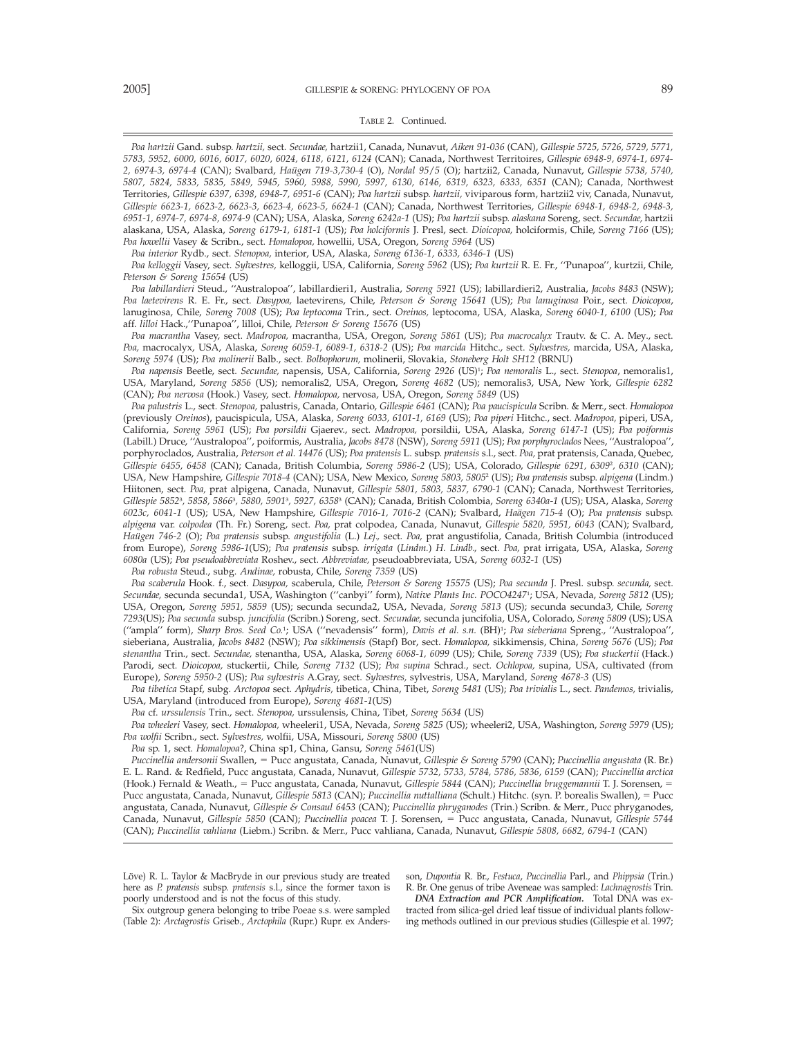TABLE 2. Continued.

*Poa hartzii* Gand. subsp. *hartzii,* sect. *Secundae,* hartzii1, Canada, Nunavut, *Aiken 91-036* (CAN), *Gillespie 5725, 5726, 5729, 5771, 5783, 5952, 6000, 6016, 6017, 6020, 6024, 6118, 6121, 6124* (CAN); Canada, Northwest Territoires, *Gillespie 6948-9, 6974-1, 6974-2, 6974-3, 6974-4* (CAN); Svalbard, *Haügen 719-3,730-4* (O), *Nordal 95/5* (O); hartzii2, Canada, Nunavut, *Gillespie 5738, 5740, 5807, 5824, 5833, 5835, 5849, 5945, 5960, 5988, 5990, 5997, 6130, 6146, 6319, 6323, 6333, 6351* (CAN); Canada, Northwest Territories, *Gillespie 6397, 6398, 6948-7, 6951-6* (CAN); *Poa hartzii* subsp. *hartzii,* viviparous form, hartzii2 viv, Canada, Nunavut, *Gillespie 6623-1, 6623-2, 6623-3, 6623-4, 6623-5, 6624-1* (CAN); Canada, Northwest Territories, *Gillespie 6948-1, 6948-2, 6948-3, 6951-1, 6974-7, 6974-8, 6974-9* (CAN); USA, Alaska, *Soreng 6242a-1* (US); *Poa hartzii* subsp. *alaskana* Soreng, sect. *Secundae,* hartzii alaskana, USA, Alaska, *Soreng 6179-1, 6181-1* (US); *Poa holciformis* J. Presl, sect. *Dioicopoa,* holciformis, Chile, *Soreng 7166* (US); *Poa howellii* Vasey & Scribn., sect. *Homalopoa,* howellii, USA, Oregon, *Soreng 5964* (US)

*Poa interior* Rydb., sect. *Stenopoa,* interior, USA, Alaska, *Soreng 6136-1, 6333, 6346-1* (US)

*Poa kelloggii* Vasey, sect. *Sylvestres,* kelloggii, USA, California, *Soreng 5962* (US); *Poa kurtzii* R. E. Fr., ''Punapoa'', kurtzii, Chile, *Peterson & Soreng 15654* (US)

*Poa labillardieri* Steud., ''Australopoa'', labillardieri1, Australia, *Soreng 5921* (US); labillardieri2, Australia, *Jacobs 8483* (NSW); *Poa laetevirens* R. E. Fr., sect. *Dasypoa,* laetevirens, Chile, *Peterson & Soreng 15641* (US); *Poa lanuginosa* Poir., sect. *Dioicopoa*, lanuginosa, Chile, *Soreng 7008* (US); *Poa leptocoma* Trin., sect. *Oreinos,* leptocoma, USA, Alaska, *Soreng 6040-1, 6100* (US); *Poa* aff. *lilloi* Hack.,''Punapoa'', lilloi, Chile, *Peterson & Soreng 15676* (US)

*Poa macrantha* Vasey, sect. *Madropoa,* macrantha, USA, Oregon, *Soreng 5861* (US); *Poa macrocalyx* Trautv. & C. A. Mey., sect. *Poa,* macrocalyx, USA, Alaska, *Soreng 6059-1, 6089-1, 6318-2* (US); *Poa marcida* Hitchc., sect. *Sylvestres,* marcida, USA, Alaska, *Soreng 5974* (US); *Poa molinerii* Balb., sect. *Bolbophorum,* molinerii, Slovakia, *Stoneberg Holt SH12* (BRNU)

*Poa napensis* Beetle, sect. *Secundae,* napensis, USA, California, *Soreng 2926* (US)[1]; *Poa nemoralis* L., sect. *Stenopoa*, nemoralis1, USA, Maryland, *Soreng 5856* (US); nemoralis2, USA, Oregon, *Soreng 4682* (US); nemoralis3, USA, New York, *Gillespie 6282* (CAN); *Poa nervosa* (Hook.) Vasey, sect. *Homalopoa,* nervosa, USA, Oregon, *Soreng 5849* (US)

*Poa palustris* L., sect. *Stenopoa,* palustris, Canada, Ontario, *Gillespie 6461* (CAN); *Poa paucispicula* Scribn. & Merr., sect. *Homalopoa* (previously *Oreinos*), paucispicula, USA, Alaska, *Soreng 6033, 6101-1, 6169* (US); *Poa piperi* Hitchc., sect. *Madropoa,* piperi, USA, California, *Soreng 5961* (US); *Poa porsildii* Gjaerev., sect. *Madropoa,* porsildii, USA, Alaska, *Soreng 6147-1* (US); *Poa poiformis* (Labill.) Druce, ''Australopoa'', poiformis, Australia, *Jacobs 8478* (NSW), *Soreng 5911* (US); *Poa porphyroclados* Nees, ''Australopoa'', porphyroclados, Australia, *Peterson et al. 14476* (US); *Poa pratensis* L. subsp. *pratensis* s.l., sect. *Poa,* prat pratensis, Canada, Quebec, *Gillespie 6455, 6458* (CAN); Canada, British Columbia, *Soreng 5986-2* (US); USA, Colorado, *Gillespie 6291, 6309*[2]*, 6310* (CAN); USA, New Hampshire, *Gillespie 7018-4* (CAN); USA, New Mexico, *Soreng 5803, 5805*[2] (US); *Poa pratensis* subsp. *alpigena* (Lindm.) Hiitonen, sect. *Poa,* prat alpigena, Canada, Nunavut, *Gillespie 5801, 5803, 5837, 6790-1* (CAN); Canada, Northwest Territories, *Gillespie 5852*[3]*, 5858, 5866*[3]*, 5880, 5901*[3]*, 5927, 6358*[3] (CAN); Canada, British Colombia, *Soreng 6340a-1* (US); USA, Alaska, *Soreng 6023c, 6041-1* (US); USA, New Hampshire, *Gillespie 7016-1, 7016-2* (CAN); Svalbard, *Haügen 715-4* (O); *Poa pratensis* subsp. *alpigena* var. *colpodea* (Th. Fr.) Soreng, sect. *Poa,* prat colpodea, Canada, Nunavut, *Gillespie 5820, 5951, 6043* (CAN); Svalbard, *Haügen 746-2* (O); *Poa pratensis* subsp. *angustifolia* (L.) *Lej.,* sect. *Poa,* prat angustifolia, Canada, British Columbia (introduced from Europe), *Soreng 5986-1*(US); *Poa pratensis* subsp. *irrigata* (*Lindm.*) *H. Lindb.,* sect. *Poa,* prat irrigata, USA, Alaska, *Soreng 6080a* (US); *Poa pseudoabbreviata* Roshev., sect. *Abbreviatae*, pseudoabbreviata, USA, *Soreng 6032-1* (US)

*Poa robusta* Steud., subg. *Andinae,* robusta, Chile, *Soreng 7359* (US)

*Poa scaberula* Hook. f., sect. *Dasypoa,* scaberula, Chile, *Peterson & Soreng 15575* (US); *Poa secunda* J. Presl. subsp. *secunda,* sect. *Secundae,* secunda secunda1, USA, Washington (''canbyi'' form), *Native Plants Inc. POCO4247*[1]; USA, Nevada, *Soreng 5812* (US); USA, Oregon, *Soreng 5951, 5859* (US); secunda secunda2, USA, Nevada, *Soreng 5813* (US); secunda secunda3, Chile, *Soreng 7293*(US); *Poa secunda* subsp. *juncifolia* (Scribn.) Soreng, sect. *Secundae,* secunda juncifolia, USA, Colorado, *Soreng 5809* (US); USA (''ampla'' form), *Sharp Bros. Seed Co.*[1]; USA (''nevadensis'' form), *Davis et al. s.n.* (BH)[1]; *Poa sieberiana* Spreng., ''Australopoa'', sieberiana, Australia, *Jacobs 8482* (NSW); *Poa sikkimensis* (Stapf) Bor, sect. *Homalopoa,* sikkimensis, China, *Soreng 5676* (US); *Poa stenantha* Trin., sect. *Secundae,* stenantha, USA, Alaska, *Soreng 6068-1, 6099* (US); Chile, *Soreng 7339* (US); *Poa stuckertii* (Hack.) Parodi, sect. *Dioicopoa,* stuckertii, Chile, *Soreng 7132* (US); *Poa supina* Schrad., sect. *Ochlopoa,* supina, USA, cultivated (from Europe), *Soreng 5950-2* (US); *Poa sylvestris* A.Gray, sect. *Sylvestres,* sylvestris, USA, Maryland, *Soreng 4678-3* (US)

*Poa tibetica* Stapf, subg. *Arctopoa* sect. *Aphydris,* tibetica, China, Tibet, *Soreng 5481* (US); *Poa trivialis* L., sect. *Pandemos,* trivialis, USA, Maryland (introduced from Europe), *Soreng 4681-1*(US)

*Poa* cf. *urssulensis* Trin., sect. *Stenopoa,* urssulensis, China, Tibet, *Soreng 5634* (US)

*Poa wheeleri* Vasey, sect. *Homalopoa,* wheeleri1, USA, Nevada, *Soreng 5825* (US); wheeleri2, USA, Washington, *Soreng 5979* (US); *Poa wolfii* Scribn., sect. *Sylvestres,* wolfii, USA, Missouri, *Soreng 5800* (US)

*Poa* sp. 1, sect. *Homalopoa*?, China sp1, China, Gansu, *Soreng 5461*(US)

*Puccinellia andersonii* Swallen, = Pucc angustata, Canada, Nunavut, *Gillespie & Soreng 5790* (CAN); *Puccinellia angustata* (R. Br.) E. L. Rand. & Redfield, Pucc angustata, Canada, Nunavut, *Gillespie 5732, 5733, 5784, 5786, 5836, 6159* (CAN); *Puccinellia arctica* (Hook.) Fernald & Weath., = Pucc angustata, Canada, Nunavut, *Gillespie 5844* (CAN); *Puccinellia bruggemannii* T. J. Sorensen, = Pucc angustata, Canada, Nunavut, *Gillespie 5813* (CAN); *Puccinellia nuttalliana* (Schult.) Hitchc. (syn. P. borealis Swallen), = Pucc angustata, Canada, Nunavut, *Gillespie & Consaul 6453* (CAN); *Puccinellia phryganodes* (Trin.) Scribn. & Merr., Pucc phryganodes, Canada, Nunavut, *Gillespie 5850* (CAN); *Puccinellia poacea* T. J. Sorensen, = Pucc angustata, Canada, Nunavut, *Gillespie 5744* (CAN); *Puccinellia vahliana* (Liebm.) Scribn. & Merr., Pucc vahliana, Canada, Nunavut, *Gillespie 5808, 6682, 6794-1* (CAN)

Löve) R. L. Taylor & MacBryde in our previous study are treated here as *P. pratensis* subsp. *pratensis* s.l., since the former taxon is poorly understood and is not the focus of this study.

Six outgroup genera belonging to tribe Poeae s.s. were sampled (Table 2): *Arctagrostis* Griseb., *Arctophila* (Rupr.) Rupr. ex Anderson, *Dupontia* R. Br., *Festuca*, *Puccinellia* Parl., and *Phippsia* (Trin.) R. Br. One genus of tribe Aveneae was sampled: *Lachnagrostis* Trin.

***DNA Extraction and PCR Amplification.*** Total DNA was extracted from silica-gel dried leaf tissue of individual plants following methods outlined in our previous studies (Gillespie et al. 1997;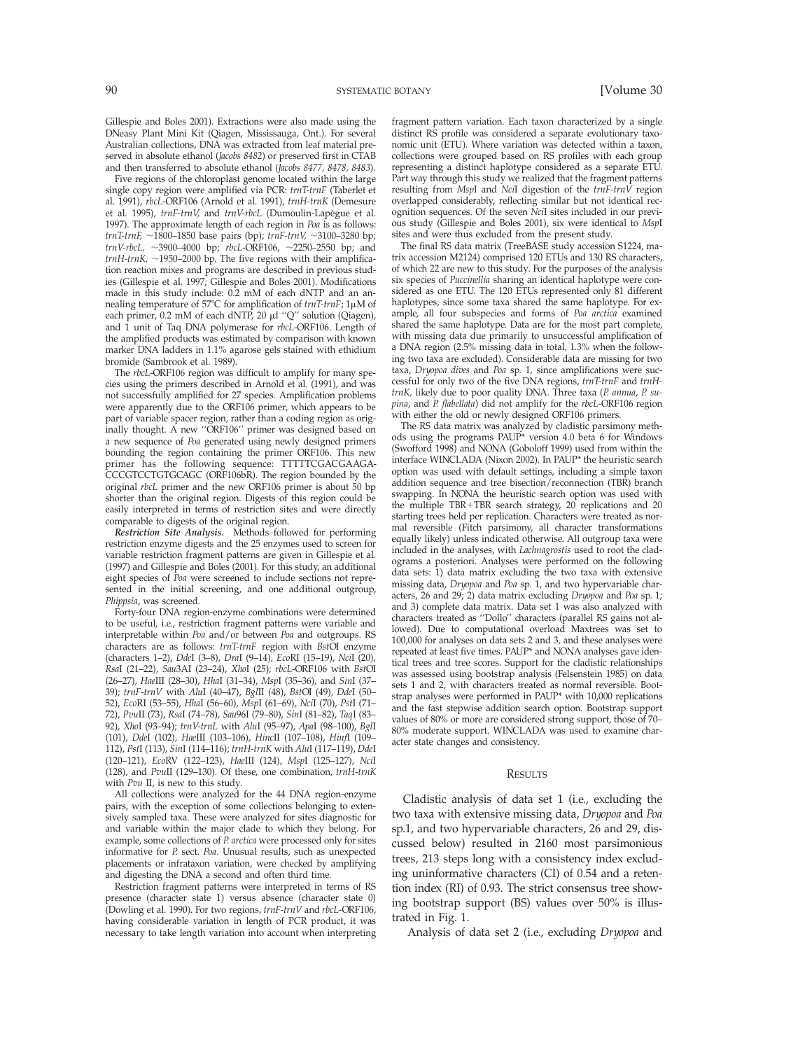Gillespie and Boles 2001). Extractions were also made using the DNeasy Plant Mini Kit (Qiagen, Mississauga, Ont.). For several Australian collections, DNA was extracted from leaf material preserved in absolute ethanol (*Jacobs 8482*) or preserved first in CTAB and then transferred to absolute ethanol (*Jacobs 8477, 8478, 8483*).

Five regions of the chloroplast genome located within the large single copy region were amplified via PCR: *trnT-trnF* (Taberlet et al. 1991), *rbcL*-ORF106 (Arnold et al. 1991), *trnH-trnK* (Demesure et al. 1995), *trnF-trnV,* and *trnV-rbcL* (Dumoulin-Lapègue et al. 1997). The approximate length of each region in *Poa* is as follows: *trnT-trnF,* ~1800–1850 base pairs (bp); *trnF-trnV,* ~3100–3280 bp; *trnV-rbcL,* ~3900–4000 bp; *rbcL*-ORF106, ~2250–2550 bp; and *trnH-trnK,* ~1950–2000 bp. The five regions with their amplification reaction mixes and programs are described in previous studies (Gillespie et al. 1997; Gillespie and Boles 2001). Modifications made in this study include: 0.2 mM of each dNTP and an annealing temperature of 57°C for amplification of *trnT-trnF*; 1μM of each primer, 0.2 mM of each dNTP, 20 μl ''Q'' solution (Qiagen), and 1 unit of Taq DNA polymerase for *rbcL*-ORF106. Length of the amplified products was estimated by comparison with known marker DNA ladders in 1.1% agarose gels stained with ethidium bromide (Sambrook et al. 1989).

The *rbcL*-ORF106 region was difficult to amplify for many species using the primers described in Arnold et al. (1991), and was not successfully amplified for 27 species. Amplification problems were apparently due to the ORF106 primer, which appears to be part of variable spacer region, rather than a coding region as originally thought. A new ''ORF106'' primer was designed based on a new sequence of *Poa* generated using newly designed primers bounding the region containing the primer ORF106. This new primer has the following sequence: TTTTTCGACGAAGA-CCCGTCCTGTGCAGC (ORF106bR). The region bounded by the original *rbcL* primer and the new ORF106 primer is about 50 bp shorter than the original region. Digests of this region could be easily interpreted in terms of restriction sites and were directly comparable to digests of the original region.

***Restriction Site Analysis.*** Methods followed for performing restriction enzyme digests and the 25 enzymes used to screen for variable restriction fragment patterns are given in Gillespie et al. (1997) and Gillespie and Boles (2001). For this study, an additional eight species of *Poa* were screened to include sections not represented in the initial screening, and one additional outgroup, *Phippsia*, was screened.

Forty-four DNA region-enzyme combinations were determined to be useful, i.e., restriction fragment patterns were variable and interpretable within *Poa* and/or between *Poa* and outgroups. RS characters are as follows: *trnT-trnF* region with *Bst*OI enzyme (characters 1–2), *Dde*I (3–8), *Dra*I (9–14), *Eco*RI (15–19), *Nci*I (20), *Rsa*I (21–22), *Sau*3AI (23–24), *Xho*I (25); *rbcL*-ORF106 with *Bst*OI (26–27), *Hae*III (28–30), *Hha*I (31–34), *Msp*I (35–36), and *Sin*I (37–39); *trnF-trnV* with *Alu*I (40–47), *Bgl*II (48), *Bst*OI (49), *Dde*I (50–52), *Eco*RI (53–55), *Hha*I (56–60), *Msp*I (61–69), *Nci*I (70), *Pst*I (71–72), *Pvu*II (73), *Rsa*I (74–78), *Sau*96I (79–80), *Sin*I (81–82), *Taq*I (83–92), *Xho*I (93–94); *trnV-trnL* with *Alu*I (95–97), *Apa*I (98–100), *Bgl*I (101), *Dde*I (102), *Hae*III (103–106), *Hinc*II (107–108), *Hinf*I (109–112), *Pst*I (113), *Sin*I (114–116); *trnH-trnK* with *Alu*I (117–119), *Dde*I (120–121), *Eco*RV (122–123), *Hae*III (124), *Msp*I (125–127), *Nci*I (128), and *Pvu*II (129–130). Of these, one combination, *trnH-trnK* with *Pvu* II, is new to this study.

All collections were analyzed for the 44 DNA region-enzyme pairs, with the exception of some collections belonging to extensively sampled taxa. These were analyzed for sites diagnostic for and variable within the major clade to which they belong. For example, some collections of *P. arctica* were processed only for sites informative for *P.* sect. *Poa*. Unusual results, such as unexpected placements or infrataxon variation, were checked by amplifying and digesting the DNA a second and often third time.

Restriction fragment patterns were interpreted in terms of RS presence (character state 1) versus absence (character state 0) (Dowling et al. 1990). For two regions, *trnF-trnV* and *rbcL*-ORF106, having considerable variation in length of PCR product, it was necessary to take length variation into account when interpreting fragment pattern variation. Each taxon characterized by a single distinct RS profile was considered a separate evolutionary taxonomic unit (ETU). Where variation was detected within a taxon, collections were grouped based on RS profiles with each group representing a distinct haplotype considered as a separate ETU. Part way through this study we realized that the fragment patterns resulting from *Msp*I and *Nci*I digestion of the *trnF-trnV* region overlapped considerably, reflecting similar but not identical recognition sequences. Of the seven *Nci*I sites included in our previous study (Gillespie and Boles 2001), six were identical to *Msp*I sites and were thus excluded from the present study.

The final RS data matrix (TreeBASE study accession S1224, matrix accession M2124) comprised 120 ETUs and 130 RS characters, of which 22 are new to this study. For the purposes of the analysis six species of *Puccinellia* sharing an identical haplotype were considered as one ETU. The 120 ETUs represented only 81 different haplotypes, since some taxa shared the same haplotype. For example, all four subspecies and forms of *Poa arctica* examined shared the same haplotype. Data are for the most part complete, with missing data due primarily to unsuccessful amplification of a DNA region (2.5% missing data in total, 1.3% when the following two taxa are excluded). Considerable data are missing for two taxa, *Dryopoa dives* and *Poa* sp. 1, since amplifications were successful for only two of the five DNA regions, *trnT-trnF* and *trnH-trnK,* likely due to poor quality DNA. Three taxa (*P. annua*, *P. supina*, and *P. flabellata*) did not amplify for the *rbcL*-ORF106 region with either the old or newly designed ORF106 primers.

The RS data matrix was analyzed by cladistic parsimony methods using the programs PAUP* version 4.0 beta 6 for Windows (Swofford 1998) and NONA (Goboloff 1999) used from within the interface WINCLADA (Nixon 2002). In PAUP* the heuristic search option was used with default settings, including a simple taxon addition sequence and tree bisection/reconnection (TBR) branch swapping. In NONA the heuristic search option was used with the multiple TBR+TBR search strategy, 20 replications and 20 starting trees held per replication. Characters were treated as normal reversible (Fitch parsimony, all character transformations equally likely) unless indicated otherwise. All outgroup taxa were included in the analyses, with *Lachnagrostis* used to root the cladograms a posteriori. Analyses were performed on the following data sets: 1) data matrix excluding the two taxa with extensive missing data, *Dryopoa* and *Poa* sp. 1, and two hypervariable characters, 26 and 29; 2) data matrix excluding *Dryopoa* and *Poa* sp. 1; and 3) complete data matrix. Data set 1 was also analyzed with characters treated as ''Dollo'' characters (parallel RS gains not allowed). Due to computational overload Maxtrees was set to 100,000 for analyses on data sets 2 and 3, and these analyses were repeated at least five times. PAUP* and NONA analyses gave identical trees and tree scores. Support for the cladistic relationships was assessed using bootstrap analysis (Felsenstein 1985) on data sets 1 and 2, with characters treated as normal reversible. Bootstrap analyses were performed in PAUP* with 10,000 replications and the fast stepwise addition search option. Bootstrap support values of 80% or more are considered strong support, those of 70–80% moderate support. WINCLADA was used to examine character state changes and consistency.

## Results

Cladistic analysis of data set 1 (i.e., excluding the two taxa with extensive missing data, *Dryopoa* and *Poa* sp.1, and two hypervariable characters, 26 and 29, discussed below) resulted in 2160 most parsimonious trees, 213 steps long with a consistency index excluding uninformative characters (CI) of 0.54 and a retention index (RI) of 0.93. The strict consensus tree showing bootstrap support (BS) values over 50% is illustrated in Fig. 1.

Analysis of data set 2 (i.e., excluding *Dryopoa* and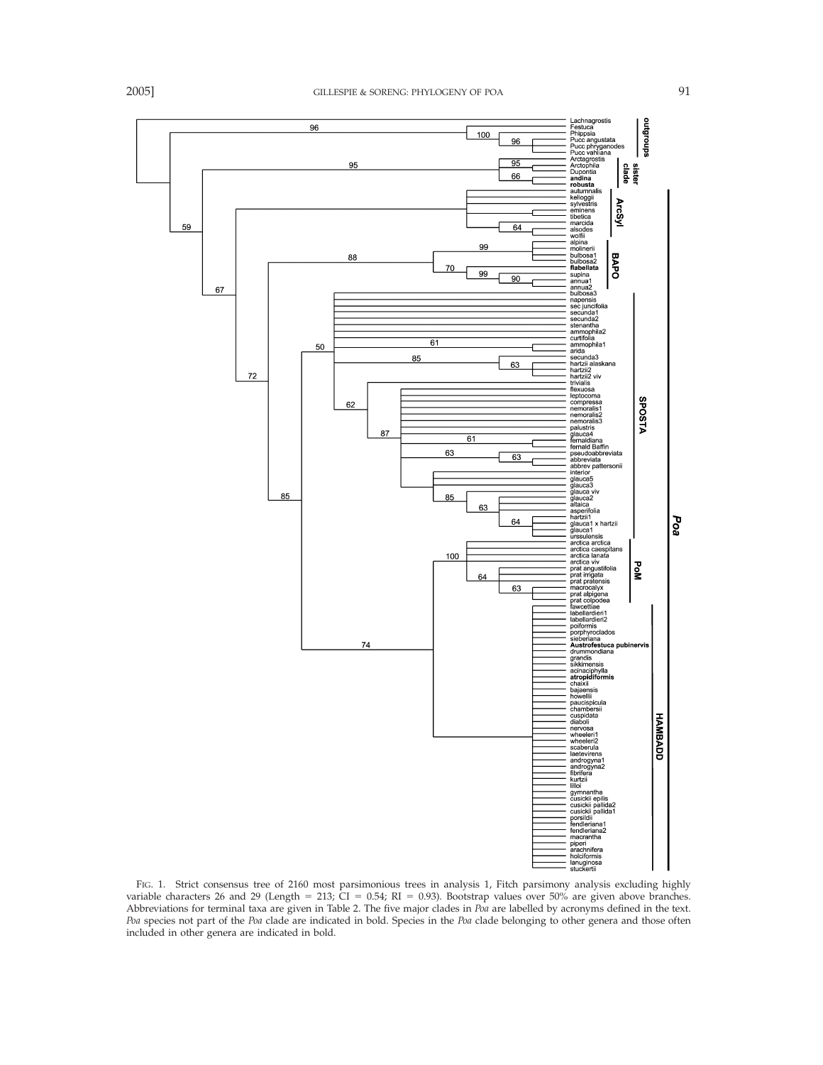FIG. 1. Strict consensus tree of 2160 most parsimonious trees in analysis 1, Fitch parsimony analysis excluding highly variable characters 26 and 29 (Length = 213; CI = 0.54; RI = 0.93). Bootstrap values over 50% are given above branches. Abbreviations for terminal taxa are given in Table 2. The five major clades in *Poa* are labelled by acronyms defined in the text. *Poa* species not part of the *Poa* clade are indicated in bold. Species in the *Poa* clade belonging to other genera and those often included in other genera are indicated in bold.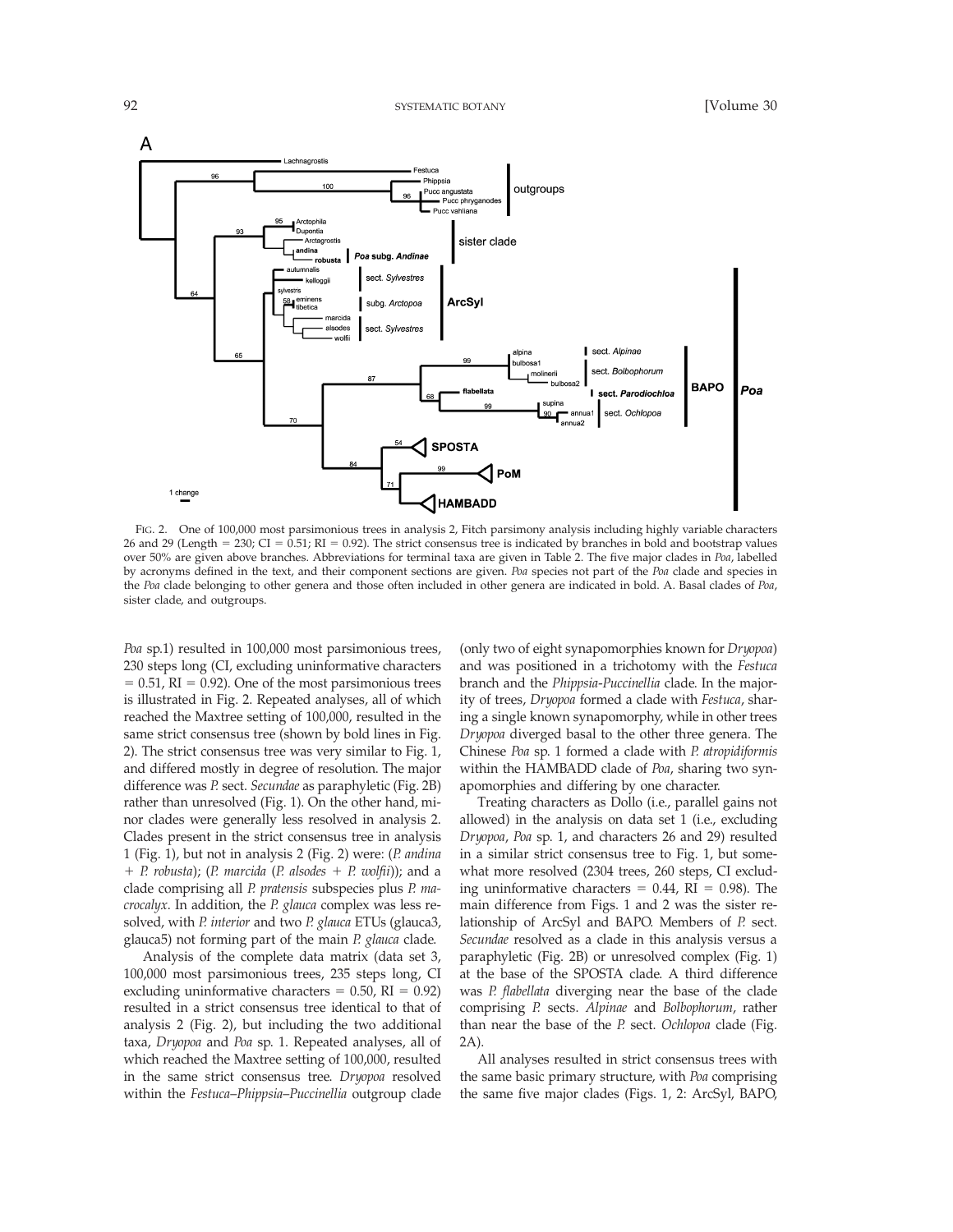FIG. 2. One of 100,000 most parsimonious trees in analysis 2, Fitch parsimony analysis including highly variable characters 26 and 29 (Length = 230; CI = 0.51; RI = 0.92). The strict consensus tree is indicated by branches in bold and bootstrap values over 50% are given above branches. Abbreviations for terminal taxa are given in Table 2. The five major clades in *Poa*, labelled by acronyms defined in the text, and their component sections are given. *Poa* species not part of the *Poa* clade and species in the *Poa* clade belonging to other genera and those often included in other genera are indicated in bold. A. Basal clades of *Poa*, sister clade, and outgroups.

*Poa* sp.1) resulted in 100,000 most parsimonious trees, 230 steps long (CI, excluding uninformative characters = 0.51, RI = 0.92). One of the most parsimonious trees is illustrated in Fig. 2. Repeated analyses, all of which reached the Maxtree setting of 100,000, resulted in the same strict consensus tree (shown by bold lines in Fig. 2). The strict consensus tree was very similar to Fig. 1, and differed mostly in degree of resolution. The major difference was *P.* sect. *Secundae* as paraphyletic (Fig. 2B) rather than unresolved (Fig. 1). On the other hand, minor clades were generally less resolved in analysis 2. Clades present in the strict consensus tree in analysis 1 (Fig. 1), but not in analysis 2 (Fig. 2) were: (*P. andina* + *P. robusta*); (*P. marcida* (*P. alsodes* + *P. wolfii*)); and a clade comprising all *P. pratensis* subspecies plus *P. macrocalyx*. In addition, the *P. glauca* complex was less resolved, with *P. interior* and two *P. glauca* ETUs (glauca3, glauca5) not forming part of the main *P. glauca* clade.

Analysis of the complete data matrix (data set 3, 100,000 most parsimonious trees, 235 steps long, CI excluding uninformative characters = 0.50, RI = 0.92) resulted in a strict consensus tree identical to that of analysis 2 (Fig. 2), but including the two additional taxa, *Dryopoa* and *Poa* sp. 1. Repeated analyses, all of which reached the Maxtree setting of 100,000, resulted in the same strict consensus tree. *Dryopoa* resolved within the *Festuca*–*Phippsia*–*Puccinellia* outgroup clade (only two of eight synapomorphies known for *Dryopoa*) and was positioned in a trichotomy with the *Festuca* branch and the *Phippsia*-*Puccinellia* clade. In the majority of trees, *Dryopoa* formed a clade with *Festuca*, sharing a single known synapomorphy, while in other trees *Dryopoa* diverged basal to the other three genera. The Chinese *Poa* sp. 1 formed a clade with *P. atropidiformis* within the HAMBADD clade of *Poa*, sharing two synapomorphies and differing by one character.

Treating characters as Dollo (i.e., parallel gains not allowed) in the analysis on data set 1 (i.e., excluding *Dryopoa*, *Poa* sp. 1, and characters 26 and 29) resulted in a similar strict consensus tree to Fig. 1, but somewhat more resolved (2304 trees, 260 steps, CI excluding uninformative characters = 0.44, RI = 0.98). The main difference from Figs. 1 and 2 was the sister relationship of ArcSyl and BAPO. Members of *P.* sect. *Secundae* resolved as a clade in this analysis versus a paraphyletic (Fig. 2B) or unresolved complex (Fig. 1) at the base of the SPOSTA clade. A third difference was *P. flabellata* diverging near the base of the clade comprising *P.* sects. *Alpinae* and *Bolbophorum*, rather than near the base of the *P.* sect. *Ochlopoa* clade (Fig. 2A).

All analyses resulted in strict consensus trees with the same basic primary structure, with *Poa* comprising the same five major clades (Figs. 1, 2: ArcSyl, BAPO,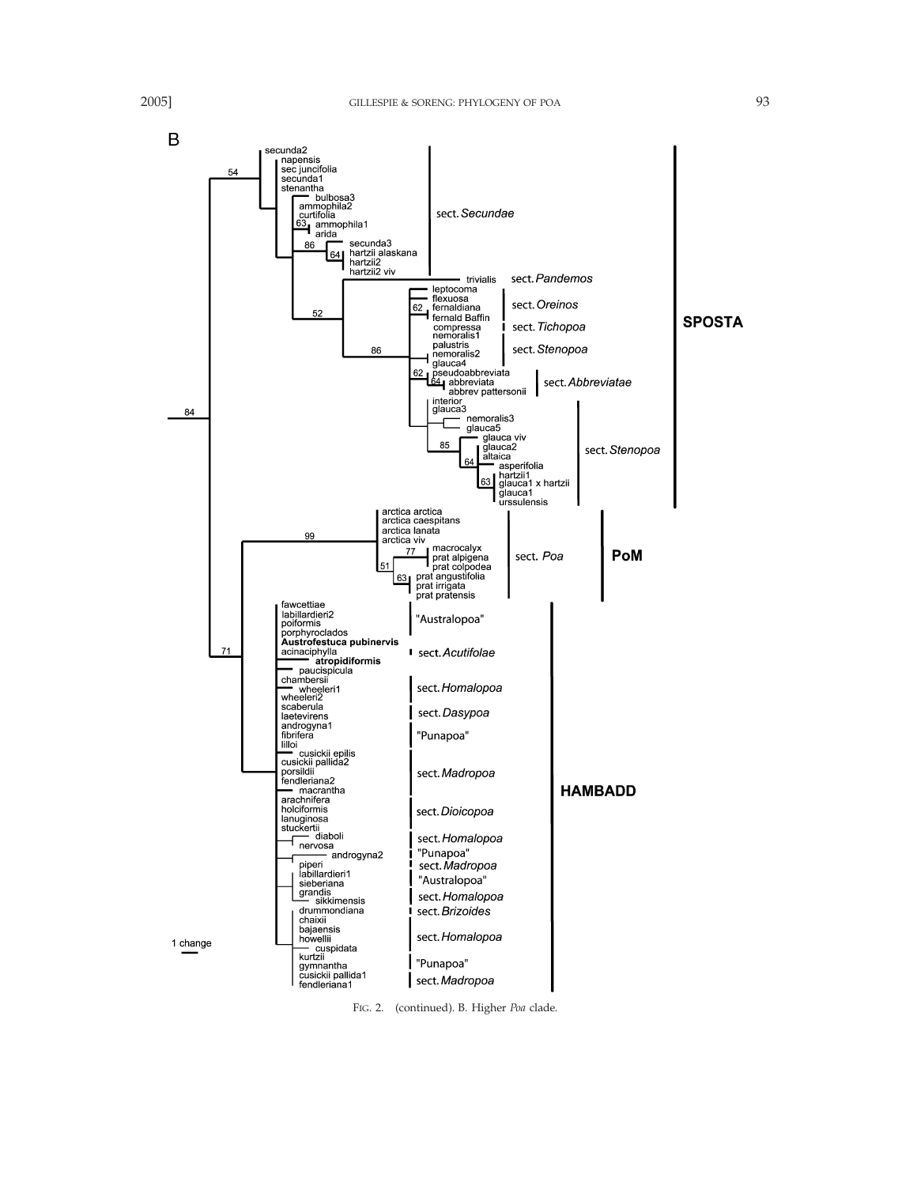FIG. 2. (continued). B. Higher *Poa* clade.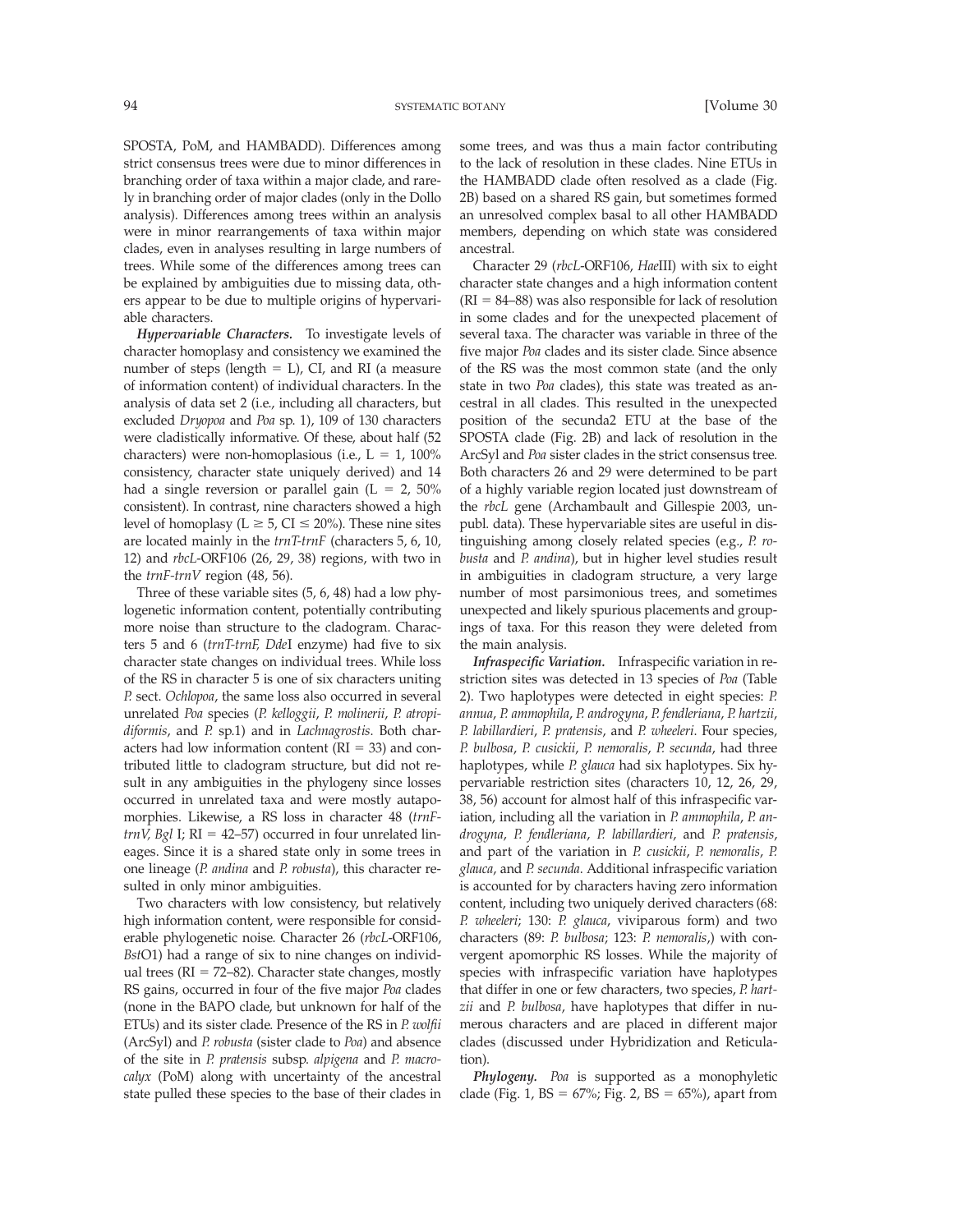SPOSTA, PoM, and HAMBADD). Differences among strict consensus trees were due to minor differences in branching order of taxa within a major clade, and rarely in branching order of major clades (only in the Dollo analysis). Differences among trees within an analysis were in minor rearrangements of taxa within major clades, even in analyses resulting in large numbers of trees. While some of the differences among trees can be explained by ambiguities due to missing data, others appear to be due to multiple origins of hypervariable characters.

***Hypervariable Characters.*** To investigate levels of character homoplasy and consistency we examined the number of steps (length = L), CI, and RI (a measure of information content) of individual characters. In the analysis of data set 2 (i.e., including all characters, but excluded *Dryopoa* and *Poa* sp. 1), 109 of 130 characters were cladistically informative. Of these, about half (52 characters) were non-homoplasious (i.e., L = 1, 100% consistency, character state uniquely derived) and 14 had a single reversion or parallel gain (L = 2, 50% consistent). In contrast, nine characters showed a high level of homoplasy (L ≥ 5, CI ≤ 20%). These nine sites are located mainly in the *trnT-trnF* (characters 5, 6, 10, 12) and *rbcL*-ORF106 (26, 29, 38) regions, with two in the *trnF-trnV* region (48, 56).

Three of these variable sites (5, 6, 48) had a low phylogenetic information content, potentially contributing more noise than structure to the cladogram. Characters 5 and 6 (*trnT-trnF, Dde*I enzyme) had five to six character state changes on individual trees. While loss of the RS in character 5 is one of six characters uniting *P.* sect. *Ochlopoa*, the same loss also occurred in several unrelated *Poa* species (*P. kelloggii*, *P. molinerii*, *P. atropidiformis*, and *P.* sp.1) and in *Lachnagrostis*. Both characters had low information content (RI = 33) and contributed little to cladogram structure, but did not result in any ambiguities in the phylogeny since losses occurred in unrelated taxa and were mostly autapomorphies. Likewise, a RS loss in character 48 (*trnF-trnV, Bgl* I; RI = 42–57) occurred in four unrelated lineages. Since it is a shared state only in some trees in one lineage (*P. andina* and *P. robusta*), this character resulted in only minor ambiguities.

Two characters with low consistency, but relatively high information content, were responsible for considerable phylogenetic noise. Character 26 (*rbcL*-ORF106, *Bst*O1) had a range of six to nine changes on individual trees (RI = 72–82). Character state changes, mostly RS gains, occurred in four of the five major *Poa* clades (none in the BAPO clade, but unknown for half of the ETUs) and its sister clade. Presence of the RS in *P. wolfii* (ArcSyl) and *P. robusta* (sister clade to *Poa*) and absence of the site in *P. pratensis* subsp. *alpigena* and *P. macrocalyx* (PoM) along with uncertainty of the ancestral state pulled these species to the base of their clades in some trees, and was thus a main factor contributing to the lack of resolution in these clades. Nine ETUs in the HAMBADD clade often resolved as a clade (Fig. 2B) based on a shared RS gain, but sometimes formed an unresolved complex basal to all other HAMBADD members, depending on which state was considered ancestral.

Character 29 (*rbcL*-ORF106, *Hae*III) with six to eight character state changes and a high information content (RI = 84–88) was also responsible for lack of resolution in some clades and for the unexpected placement of several taxa. The character was variable in three of the five major *Poa* clades and its sister clade. Since absence of the RS was the most common state (and the only state in two *Poa* clades), this state was treated as ancestral in all clades. This resulted in the unexpected position of the secunda2 ETU at the base of the SPOSTA clade (Fig. 2B) and lack of resolution in the ArcSyl and *Poa* sister clades in the strict consensus tree. Both characters 26 and 29 were determined to be part of a highly variable region located just downstream of the *rbcL* gene (Archambault and Gillespie 2003, unpubl. data). These hypervariable sites are useful in distinguishing among closely related species (e.g., *P. robusta* and *P. andina*), but in higher level studies result in ambiguities in cladogram structure, a very large number of most parsimonious trees, and sometimes unexpected and likely spurious placements and groupings of taxa. For this reason they were deleted from the main analysis.

***Infraspecific Variation.*** Infraspecific variation in restriction sites was detected in 13 species of *Poa* (Table 2). Two haplotypes were detected in eight species: *P. annua*, *P. ammophila*, *P. androgyna*, *P. fendleriana*, *P. hartzii*, *P. labillardieri*, *P. pratensis*, and *P. wheeleri*. Four species, *P. bulbosa*, *P. cusickii*, *P. nemoralis*, *P. secunda*, had three haplotypes, while *P. glauca* had six haplotypes. Six hypervariable restriction sites (characters 10, 12, 26, 29, 38, 56) account for almost half of this infraspecific variation, including all the variation in *P. ammophila*, *P. androgyna*, *P. fendleriana*, *P. labillardieri*, and *P. pratensis*, and part of the variation in *P. cusickii*, *P. nemoralis*, *P. glauca*, and *P. secunda*. Additional infraspecific variation is accounted for by characters having zero information content, including two uniquely derived characters (68: *P. wheeleri*; 130: *P. glauca*, viviparous form) and two characters (89: *P. bulbosa*; 123: *P. nemoralis*,) with convergent apomorphic RS losses. While the majority of species with infraspecific variation have haplotypes that differ in one or few characters, two species, *P. hartzii* and *P. bulbosa*, have haplotypes that differ in numerous characters and are placed in different major clades (discussed under Hybridization and Reticulation).

***Phylogeny.*** *Poa* is supported as a monophyletic clade (Fig. 1, BS = 67%; Fig. 2, BS = 65%), apart from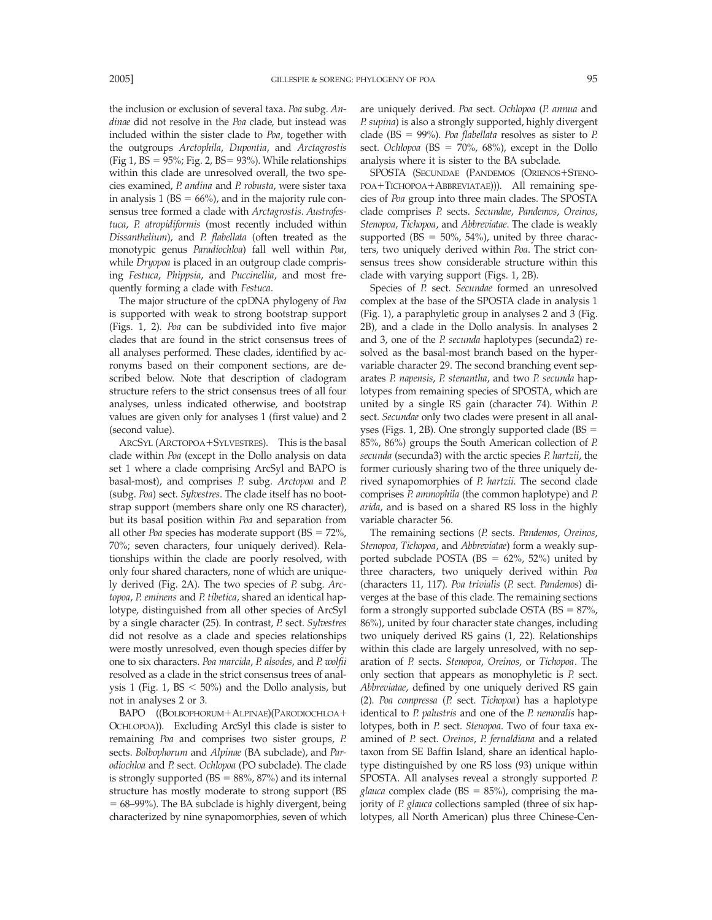the inclusion or exclusion of several taxa. *Poa* subg. *Andinae* did not resolve in the *Poa* clade, but instead was included within the sister clade to *Poa*, together with the outgroups *Arctophila*, *Dupontia*, and *Arctagrostis* (Fig 1, BS = 95%; Fig. 2, BS= 93%). While relationships within this clade are unresolved overall, the two species examined, *P. andina* and *P. robusta*, were sister taxa in analysis 1 (BS = 66%), and in the majority rule consensus tree formed a clade with *Arctagrostis*. *Austrofestuca*, *P. atropidiformis* (most recently included within *Dissanthelium*), and *P. flabellata* (often treated as the monotypic genus *Paradiochloa*) fall well within *Poa*, while *Dryopoa* is placed in an outgroup clade comprising *Festuca*, *Phippsia*, and *Puccinellia*, and most frequently forming a clade with *Festuca*.

The major structure of the cpDNA phylogeny of *Poa* is supported with weak to strong bootstrap support (Figs. 1, 2). *Poa* can be subdivided into five major clades that are found in the strict consensus trees of all analyses performed. These clades, identified by acronyms based on their component sections, are described below. Note that description of cladogram structure refers to the strict consensus trees of all four analyses, unless indicated otherwise, and bootstrap values are given only for analyses 1 (first value) and 2 (second value).

ArcSyl (Arctopoa+Sylvestres). This is the basal clade within *Poa* (except in the Dollo analysis on data set 1 where a clade comprising ArcSyl and BAPO is basal-most), and comprises *P.* subg. *Arctopoa* and *P.* (subg. *Poa*) sect. *Sylvestres*. The clade itself has no bootstrap support (members share only one RS character), but its basal position within *Poa* and separation from all other *Poa* species has moderate support (BS = 72%, 70%; seven characters, four uniquely derived). Relationships within the clade are poorly resolved, with only four shared characters, none of which are uniquely derived (Fig. 2A). The two species of *P.* subg. *Arctopoa*, *P. eminens* and *P. tibetica*, shared an identical haplotype, distinguished from all other species of ArcSyl by a single character (25). In contrast, *P.* sect. *Sylvestres* did not resolve as a clade and species relationships were mostly unresolved, even though species differ by one to six characters. *Poa marcida*, *P. alsodes*, and *P. wolfii* resolved as a clade in the strict consensus trees of analysis 1 (Fig. 1, BS < 50%) and the Dollo analysis, but not in analyses 2 or 3.

BAPO ((Bolbophorum+Alpinae)(Parodiochloa+Ochlopoa)). Excluding ArcSyl this clade is sister to remaining *Poa* and comprises two sister groups, *P.* sects. *Bolbophorum* and *Alpinae* (BA subclade), and *Parodiochloa* and *P.* sect. *Ochlopoa* (PO subclade). The clade is strongly supported (BS = 88%, 87%) and its internal structure has mostly moderate to strong support (BS = 68–99%). The BA subclade is highly divergent, being characterized by nine synapomorphies, seven of which are uniquely derived. *Poa* sect. *Ochlopoa* (*P. annua* and *P. supina*) is also a strongly supported, highly divergent clade (BS = 99%). *Poa flabellata* resolves as sister to *P.* sect. *Ochlopoa* (BS = 70%, 68%), except in the Dollo analysis where it is sister to the BA subclade.

SPOSTA (Secundae (Pandemos (Orienos+Stenopoa+Tichopoa+Abbreviatae))). All remaining species of *Poa* group into three main clades. The SPOSTA clade comprises *P.* sects. *Secundae*, *Pandemos*, *Oreinos*, *Stenopoa*, *Tichopoa*, and *Abbreviatae*. The clade is weakly supported (BS = 50%, 54%), united by three characters, two uniquely derived within *Poa*. The strict consensus trees show considerable structure within this clade with varying support (Figs. 1, 2B).

Species of *P.* sect. *Secundae* formed an unresolved complex at the base of the SPOSTA clade in analysis 1 (Fig. 1), a paraphyletic group in analyses 2 and 3 (Fig. 2B), and a clade in the Dollo analysis. In analyses 2 and 3, one of the *P. secunda* haplotypes (secunda2) resolved as the basal-most branch based on the hypervariable character 29. The second branching event separates *P. napensis*, *P. stenantha*, and two *P. secunda* haplotypes from remaining species of SPOSTA, which are united by a single RS gain (character 74). Within *P.* sect. *Secundae* only two clades were present in all analyses (Figs. 1, 2B). One strongly supported clade (BS = 85%, 86%) groups the South American collection of *P. secunda* (secunda3) with the arctic species *P. hartzii*, the former curiously sharing two of the three uniquely derived synapomorphies of *P. hartzii*. The second clade comprises *P. ammophila* (the common haplotype) and *P. arida*, and is based on a shared RS loss in the highly variable character 56.

The remaining sections (*P.* sects. *Pandemos*, *Oreinos*, *Stenopoa*, *Tichopoa*, and *Abbreviatae*) form a weakly supported subclade POSTA (BS = 62%, 52%) united by three characters, two uniquely derived within *Poa* (characters 11, 117). *Poa trivialis* (*P.* sect. *Pandemos*) diverges at the base of this clade. The remaining sections form a strongly supported subclade OSTA (BS = 87%, 86%), united by four character state changes, including two uniquely derived RS gains (1, 22). Relationships within this clade are largely unresolved, with no separation of *P.* sects. *Stenopoa*, *Oreinos*, or *Tichopoa*. The only section that appears as monophyletic is *P.* sect. *Abbreviatae*, defined by one uniquely derived RS gain (2). *Poa compressa* (*P.* sect. *Tichopoa*) has a haplotype identical to *P. palustris* and one of the *P. nemoralis* haplotypes, both in *P.* sect. *Stenopoa*. Two of four taxa examined of *P.* sect. *Oreinos*, *P. fernaldiana* and a related taxon from SE Baffin Island, share an identical haplotype distinguished by one RS loss (93) unique within SPOSTA. All analyses reveal a strongly supported *P. glauca* complex clade (BS = 85%), comprising the majority of *P. glauca* collections sampled (three of six haplotypes, all North American) plus three Chinese-Cen-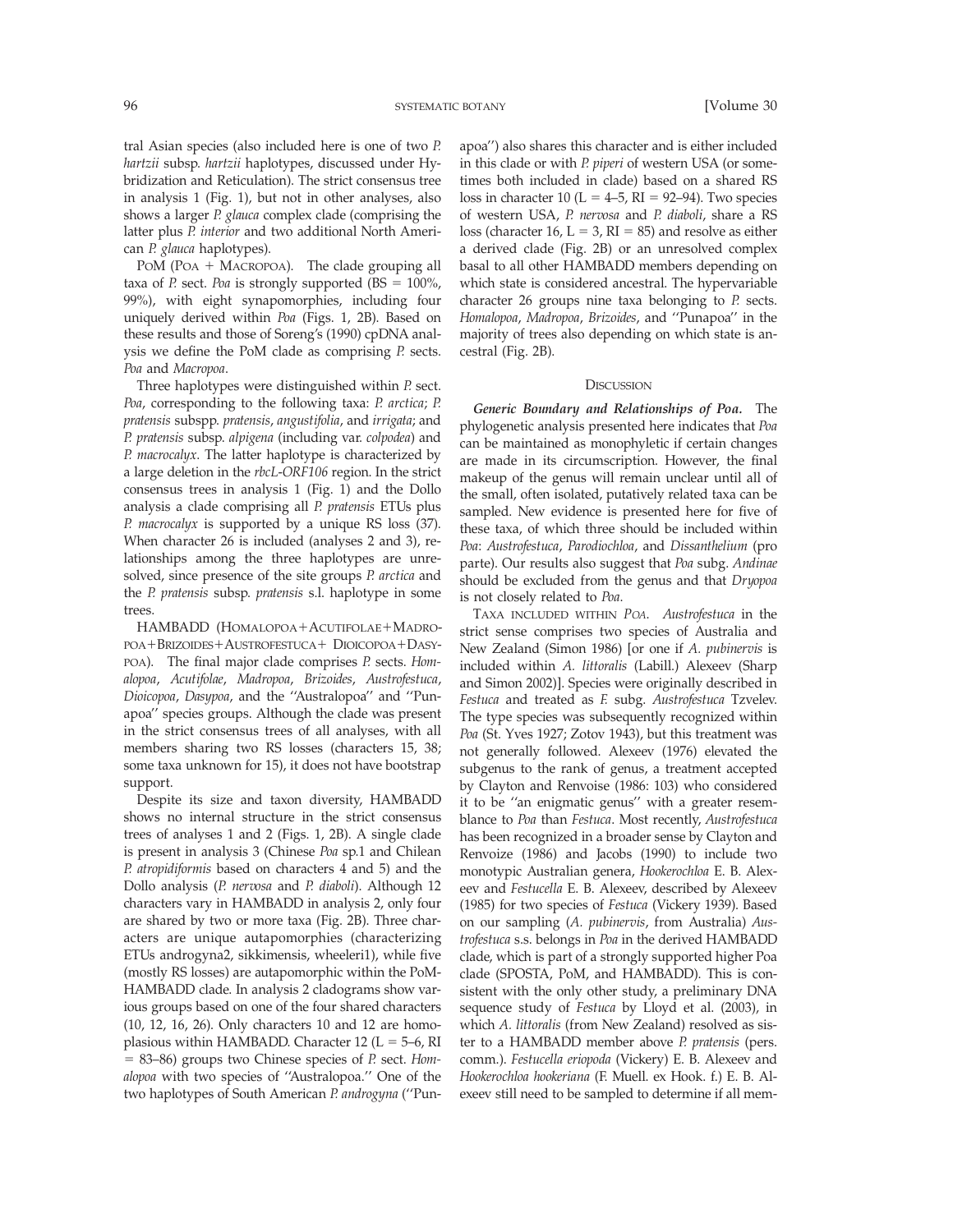tral Asian species (also included here is one of two *P. hartzii* subsp. *hartzii* haplotypes, discussed under Hybridization and Reticulation). The strict consensus tree in analysis 1 (Fig. 1), but not in other analyses, also shows a larger *P. glauca* complex clade (comprising the latter plus *P. interior* and two additional North American *P. glauca* haplotypes).

PoM (Poa + Macropoa). The clade grouping all taxa of *P.* sect. *Poa* is strongly supported (BS = 100%, 99%), with eight synapomorphies, including four uniquely derived within *Poa* (Figs. 1, 2B). Based on these results and those of Soreng's (1990) cpDNA analysis we define the PoM clade as comprising *P.* sects. *Poa* and *Macropoa*.

Three haplotypes were distinguished within *P.* sect. *Poa*, corresponding to the following taxa: *P. arctica*; *P. pratensis* subspp. *pratensis*, *angustifolia*, and *irrigata*; and *P. pratensis* subsp. *alpigena* (including var. *colpodea*) and *P. macrocalyx*. The latter haplotype is characterized by a large deletion in the *rbcL-ORF106* region. In the strict consensus trees in analysis 1 (Fig. 1) and the Dollo analysis a clade comprising all *P. pratensis* ETUs plus *P. macrocalyx* is supported by a unique RS loss (37). When character 26 is included (analyses 2 and 3), relationships among the three haplotypes are unresolved, since presence of the site groups *P. arctica* and the *P. pratensis* subsp. *pratensis* s.l. haplotype in some trees.

HAMBADD (Homalopoa+Acutifolae+Madropoa+Brizoides+Austrofestuca+ Dioicopoa+Dasypoa). The final major clade comprises *P.* sects. *Homalopoa*, *Acutifolae*, *Madropoa*, *Brizoides*, *Austrofestuca*, *Dioicopoa*, *Dasypoa*, and the "Australopoa" and "Punapoa" species groups. Although the clade was present in the strict consensus trees of all analyses, with all members sharing two RS losses (characters 15, 38; some taxa unknown for 15), it does not have bootstrap support.

Despite its size and taxon diversity, HAMBADD shows no internal structure in the strict consensus trees of analyses 1 and 2 (Figs. 1, 2B). A single clade is present in analysis 3 (Chinese *Poa* sp.1 and Chilean *P. atropidiformis* based on characters 4 and 5) and the Dollo analysis (*P. nervosa* and *P. diaboli*). Although 12 characters vary in HAMBADD in analysis 2, only four are shared by two or more taxa (Fig. 2B). Three characters are unique autapomorphies (characterizing ETUs androgyna2, sikkimensis, wheeleri1), while five (mostly RS losses) are autapomorphic within the PoM-HAMBADD clade. In analysis 2 cladograms show various groups based on one of the four shared characters (10, 12, 16, 26). Only characters 10 and 12 are homoplasious within HAMBADD. Character 12 (L = 5–6, RI = 83–86) groups two Chinese species of *P.* sect. *Homalopoa* with two species of "Australopoa." One of the two haplotypes of South American *P. androgyna* ("Punapoa") also shares this character and is either included in this clade or with *P. piperi* of western USA (or sometimes both included in clade) based on a shared RS loss in character 10 (L = 4–5, RI = 92–94). Two species of western USA, *P. nervosa* and *P. diaboli*, share a RS loss (character 16, L = 3, RI = 85) and resolve as either a derived clade (Fig. 2B) or an unresolved complex basal to all other HAMBADD members depending on which state is considered ancestral. The hypervariable character 26 groups nine taxa belonging to *P.* sects. *Homalopoa*, *Madropoa*, *Brizoides*, and "Punapoa" in the majority of trees also depending on which state is ancestral (Fig. 2B).

## Discussion

***Generic Boundary and Relationships of Poa.*** The phylogenetic analysis presented here indicates that *Poa* can be maintained as monophyletic if certain changes are made in its circumscription. However, the final makeup of the genus will remain unclear until all of the small, often isolated, putatively related taxa can be sampled. New evidence is presented here for five of these taxa, of which three should be included within *Poa*: *Austrofestuca*, *Parodiochloa*, and *Dissanthelium* (pro parte). Our results also suggest that *Poa* subg. *Andinae* should be excluded from the genus and that *Dryopoa* is not closely related to *Poa*.

Taxa included within *Poa*. *Austrofestuca* in the strict sense comprises two species of Australia and New Zealand (Simon 1986) [or one if *A. pubinervis* is included within *A. littoralis* (Labill.) Alexeev (Sharp and Simon 2002)]. Species were originally described in *Festuca* and treated as *F.* subg. *Austrofestuca* Tzvelev. The type species was subsequently recognized within *Poa* (St. Yves 1927; Zotov 1943), but this treatment was not generally followed. Alexeev (1976) elevated the subgenus to the rank of genus, a treatment accepted by Clayton and Renvoise (1986: 103) who considered it to be "an enigmatic genus" with a greater resemblance to *Poa* than *Festuca*. Most recently, *Austrofestuca* has been recognized in a broader sense by Clayton and Renvoize (1986) and Jacobs (1990) to include two monotypic Australian genera, *Hookerochloa* E. B. Alexeev and *Festucella* E. B. Alexeev, described by Alexeev (1985) for two species of *Festuca* (Vickery 1939). Based on our sampling (*A. pubinervis*, from Australia) *Austrofestuca* s.s. belongs in *Poa* in the derived HAMBADD clade, which is part of a strongly supported higher Poa clade (SPOSTA, PoM, and HAMBADD). This is consistent with the only other study, a preliminary DNA sequence study of *Festuca* by Lloyd et al. (2003), in which *A. littoralis* (from New Zealand) resolved as sister to a HAMBADD member above *P. pratensis* (pers. comm.). *Festucella eriopoda* (Vickery) E. B. Alexeev and *Hookerochloa hookeriana* (F. Muell. ex Hook. f.) E. B. Alexeev still need to be sampled to determine if all mem-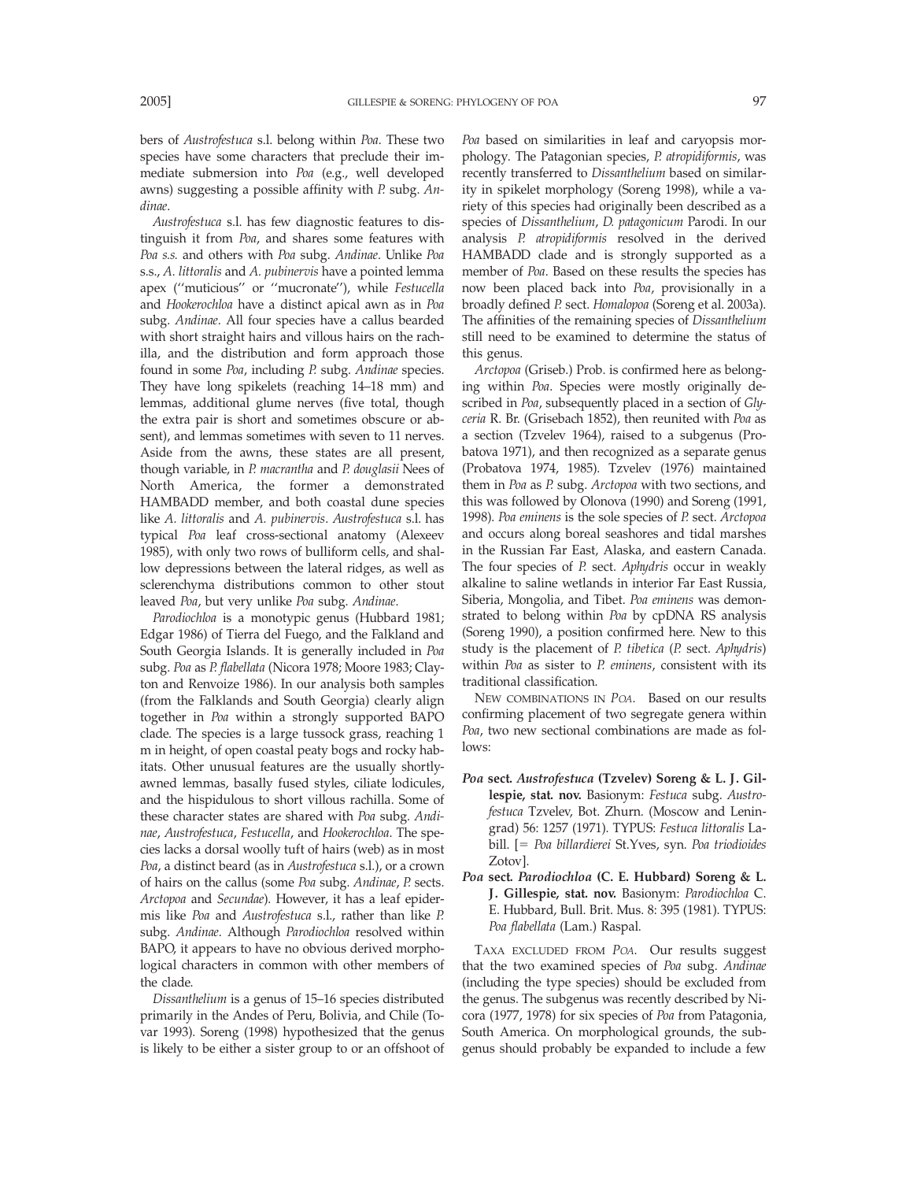bers of *Austrofestuca* s.l. belong within *Poa*. These two species have some characters that preclude their immediate submersion into *Poa* (e.g., well developed awns) suggesting a possible affinity with *P.* subg. *Andinae*.

*Austrofestuca* s.l. has few diagnostic features to distinguish it from *Poa*, and shares some features with *Poa s.s.* and others with *Poa* subg. *Andinae*. Unlike *Poa* s.s., *A. littoralis* and *A. pubinervis* have a pointed lemma apex (''muticious'' or ''mucronate''), while *Festucella* and *Hookerochloa* have a distinct apical awn as in *Poa* subg. *Andinae*. All four species have a callus bearded with short straight hairs and villous hairs on the rachilla, and the distribution and form approach those found in some *Poa*, including *P.* subg. *Andinae* species. They have long spikelets (reaching 14–18 mm) and lemmas, additional glume nerves (five total, though the extra pair is short and sometimes obscure or absent), and lemmas sometimes with seven to 11 nerves. Aside from the awns, these states are all present, though variable, in *P. macrantha* and *P. douglasii* Nees of North America, the former a demonstrated HAMBADD member, and both coastal dune species like *A. littoralis* and *A. pubinervis*. *Austrofestuca* s.l. has typical *Poa* leaf cross-sectional anatomy (Alexeev 1985), with only two rows of bulliform cells, and shallow depressions between the lateral ridges, as well as sclerenchyma distributions common to other stout leaved *Poa*, but very unlike *Poa* subg. *Andinae*.

*Parodiochloa* is a monotypic genus (Hubbard 1981; Edgar 1986) of Tierra del Fuego, and the Falkland and South Georgia Islands. It is generally included in *Poa* subg. *Poa* as *P. flabellata* (Nicora 1978; Moore 1983; Clayton and Renvoize 1986). In our analysis both samples (from the Falklands and South Georgia) clearly align together in *Poa* within a strongly supported BAPO clade. The species is a large tussock grass, reaching 1 m in height, of open coastal peaty bogs and rocky habitats. Other unusual features are the usually shortly-awned lemmas, basally fused styles, ciliate lodicules, and the hispidulous to short villous rachilla. Some of these character states are shared with *Poa* subg. *Andinae*, *Austrofestuca*, *Festucella*, and *Hookerochloa*. The species lacks a dorsal woolly tuft of hairs (web) as in most *Poa*, a distinct beard (as in *Austrofestuca* s.l.), or a crown of hairs on the callus (some *Poa* subg. *Andinae*, *P.* sects. *Arctopoa* and *Secundae*). However, it has a leaf epidermis like *Poa* and *Austrofestuca* s.l., rather than like *P.* subg. *Andinae*. Although *Parodiochloa* resolved within BAPO, it appears to have no obvious derived morphological characters in common with other members of the clade.

*Dissanthelium* is a genus of 15–16 species distributed primarily in the Andes of Peru, Bolivia, and Chile (Tovar 1993). Soreng (1998) hypothesized that the genus is likely to be either a sister group to or an offshoot of *Poa* based on similarities in leaf and caryopsis morphology. The Patagonian species, *P. atropidiformis*, was recently transferred to *Dissanthelium* based on similarity in spikelet morphology (Soreng 1998), while a variety of this species had originally been described as a species of *Dissanthelium*, *D. patagonicum* Parodi. In our analysis *P. atropidiformis* resolved in the derived HAMBADD clade and is strongly supported as a member of *Poa*. Based on these results the species has now been placed back into *Poa*, provisionally in a broadly defined *P.* sect. *Homalopoa* (Soreng et al. 2003a). The affinities of the remaining species of *Dissanthelium* still need to be examined to determine the status of this genus.

*Arctopoa* (Griseb.) Prob. is confirmed here as belonging within *Poa*. Species were mostly originally described in *Poa*, subsequently placed in a section of *Glyceria* R. Br. (Grisebach 1852), then reunited with *Poa* as a section (Tzvelev 1964), raised to a subgenus (Probatova 1971), and then recognized as a separate genus (Probatova 1974, 1985). Tzvelev (1976) maintained them in *Poa* as *P.* subg. *Arctopoa* with two sections, and this was followed by Olonova (1990) and Soreng (1991, 1998). *Poa eminens* is the sole species of *P.* sect. *Arctopoa* and occurs along boreal seashores and tidal marshes in the Russian Far East, Alaska, and eastern Canada. The four species of *P.* sect. *Aphydris* occur in weakly alkaline to saline wetlands in interior Far East Russia, Siberia, Mongolia, and Tibet. *Poa eminens* was demonstrated to belong within *Poa* by cpDNA RS analysis (Soreng 1990), a position confirmed here. New to this study is the placement of *P. tibetica* (*P.* sect. *Aphydris*) within *Poa* as sister to *P. eminens*, consistent with its traditional classification.

NEW COMBINATIONS IN *POA*. Based on our results confirming placement of two segregate genera within *Poa*, two new sectional combinations are made as follows:

***Poa* sect. *Austrofestuca* (Tzvelev) Soreng & L. J. Gillespie, stat. nov.** Basionym: *Festuca* subg. *Austrofestuca* Tzvelev, Bot. Zhurn. (Moscow and Leningrad) 56: 1257 (1971). TYPUS: *Festuca littoralis* Labill. [= *Poa billardierei* St.Yves, syn. *Poa triodioides* Zotov].

***Poa* sect. *Parodiochloa* (C. E. Hubbard) Soreng & L. J. Gillespie, stat. nov.** Basionym: *Parodiochloa* C. E. Hubbard, Bull. Brit. Mus. 8: 395 (1981). TYPUS: *Poa flabellata* (Lam.) Raspal.

TAXA EXCLUDED FROM *POA*. Our results suggest that the two examined species of *Poa* subg. *Andinae* (including the type species) should be excluded from the genus. The subgenus was recently described by Nicora (1977, 1978) for six species of *Poa* from Patagonia, South America. On morphological grounds, the subgenus should probably be expanded to include a few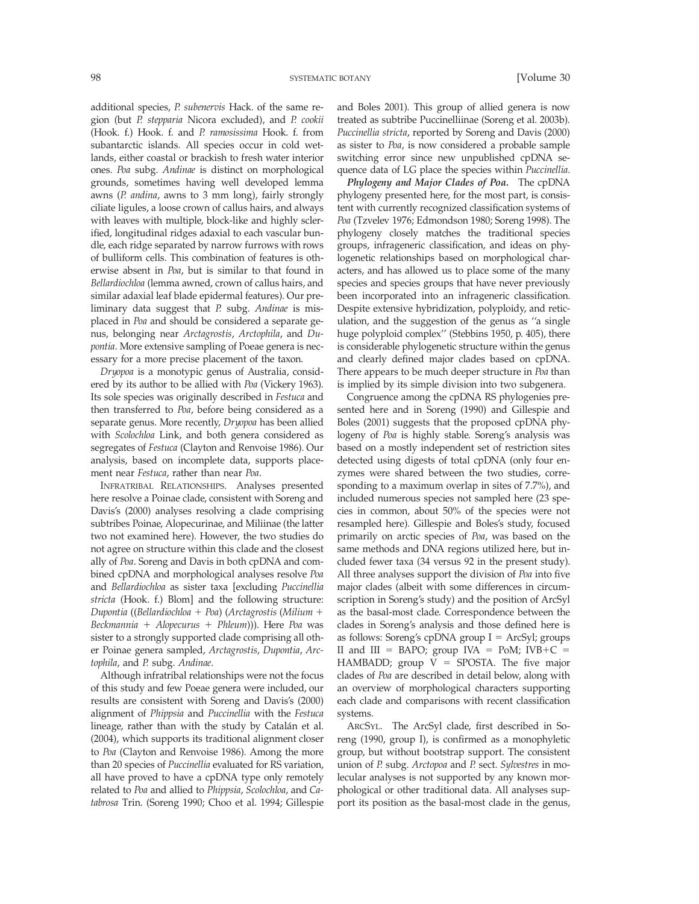additional species, *P. subenervis* Hack. of the same region (but *P. stepparia* Nicora excluded), and *P. cookii* (Hook. f.) Hook. f. and *P. ramosissima* Hook. f. from subantarctic islands. All species occur in cold wetlands, either coastal or brackish to fresh water interior ones. *Poa* subg. *Andinae* is distinct on morphological grounds, sometimes having well developed lemma awns (*P. andina*, awns to 3 mm long), fairly strongly ciliate ligules, a loose crown of callus hairs, and always with leaves with multiple, block-like and highly sclerified, longitudinal ridges adaxial to each vascular bundle, each ridge separated by narrow furrows with rows of bulliform cells. This combination of features is otherwise absent in *Poa*, but is similar to that found in *Bellardiochloa* (lemma awned, crown of callus hairs, and similar adaxial leaf blade epidermal features). Our preliminary data suggest that *P.* subg. *Andinae* is misplaced in *Poa* and should be considered a separate genus, belonging near *Arctagrostis*, *Arctophila*, and *Dupontia*. More extensive sampling of Poeae genera is necessary for a more precise placement of the taxon.

*Dryopoa* is a monotypic genus of Australia, considered by its author to be allied with *Poa* (Vickery 1963). Its sole species was originally described in *Festuca* and then transferred to *Poa*, before being considered as a separate genus. More recently, *Dryopoa* has been allied with *Scolochloa* Link, and both genera considered as segregates of *Festuca* (Clayton and Renvoise 1986). Our analysis, based on incomplete data, supports placement near *Festuca*, rather than near *Poa*.

Infratribal Relationships. Analyses presented here resolve a Poinae clade, consistent with Soreng and Davis's (2000) analyses resolving a clade comprising subtribes Poinae, Alopecurinae, and Miliinae (the latter two not examined here). However, the two studies do not agree on structure within this clade and the closest ally of *Poa*. Soreng and Davis in both cpDNA and combined cpDNA and morphological analyses resolve *Poa* and *Bellardiochloa* as sister taxa [excluding *Puccinellia stricta* (Hook. f.) Blom] and the following structure: *Dupontia* ((*Bellardiochloa* + *Poa*) (*Arctagrostis* (*Milium* + *Beckmannia* + *Alopecurus* + *Phleum*))). Here *Poa* was sister to a strongly supported clade comprising all other Poinae genera sampled, *Arctagrostis*, *Dupontia*, *Arctophila*, and *P.* subg. *Andinae*.

Although infratribal relationships were not the focus of this study and few Poeae genera were included, our results are consistent with Soreng and Davis's (2000) alignment of *Phippsia* and *Puccinellia* with the *Festuca* lineage, rather than with the study by Catalán et al. (2004), which supports its traditional alignment closer to *Poa* (Clayton and Renvoise 1986). Among the more than 20 species of *Puccinellia* evaluated for RS variation, all have proved to have a cpDNA type only remotely related to *Poa* and allied to *Phippsia*, *Scolochloa*, and *Catabrosa* Trin. (Soreng 1990; Choo et al. 1994; Gillespie and Boles 2001). This group of allied genera is now treated as subtribe Puccinelliinae (Soreng et al. 2003b). *Puccinellia stricta*, reported by Soreng and Davis (2000) as sister to *Poa*, is now considered a probable sample switching error since new unpublished cpDNA sequence data of LG place the species within *Puccinellia*.

***Phylogeny and Major Clades of Poa.*** The cpDNA phylogeny presented here, for the most part, is consistent with currently recognized classification systems of *Poa* (Tzvelev 1976; Edmondson 1980; Soreng 1998). The phylogeny closely matches the traditional species groups, infrageneric classification, and ideas on phylogenetic relationships based on morphological characters, and has allowed us to place some of the many species and species groups that have never previously been incorporated into an infrageneric classification. Despite extensive hybridization, polyploidy, and reticulation, and the suggestion of the genus as "a single huge polyploid complex" (Stebbins 1950, p. 405), there is considerable phylogenetic structure within the genus and clearly defined major clades based on cpDNA. There appears to be much deeper structure in *Poa* than is implied by its simple division into two subgenera.

Congruence among the cpDNA RS phylogenies presented here and in Soreng (1990) and Gillespie and Boles (2001) suggests that the proposed cpDNA phylogeny of *Poa* is highly stable. Soreng's analysis was based on a mostly independent set of restriction sites detected using digests of total cpDNA (only four enzymes were shared between the two studies, corresponding to a maximum overlap in sites of 7.7%), and included numerous species not sampled here (23 species in common, about 50% of the species were not resampled here). Gillespie and Boles's study, focused primarily on arctic species of *Poa*, was based on the same methods and DNA regions utilized here, but included fewer taxa (34 versus 92 in the present study). All three analyses support the division of *Poa* into five major clades (albeit with some differences in circumscription in Soreng's study) and the position of ArcSyl as the basal-most clade. Correspondence between the clades in Soreng's analysis and those defined here is as follows: Soreng's cpDNA group I = ArcSyl; groups II and III = BAPO; group IVA = PoM; IVB+C = HAMBADD; group V = SPOSTA. The five major clades of *Poa* are described in detail below, along with an overview of morphological characters supporting each clade and comparisons with recent classification systems.

ArcSyl. The ArcSyl clade, first described in Soreng (1990, group I), is confirmed as a monophyletic group, but without bootstrap support. The consistent union of *P.* subg. *Arctopoa* and *P.* sect. *Sylvestres* in molecular analyses is not supported by any known morphological or other traditional data. All analyses support its position as the basal-most clade in the genus,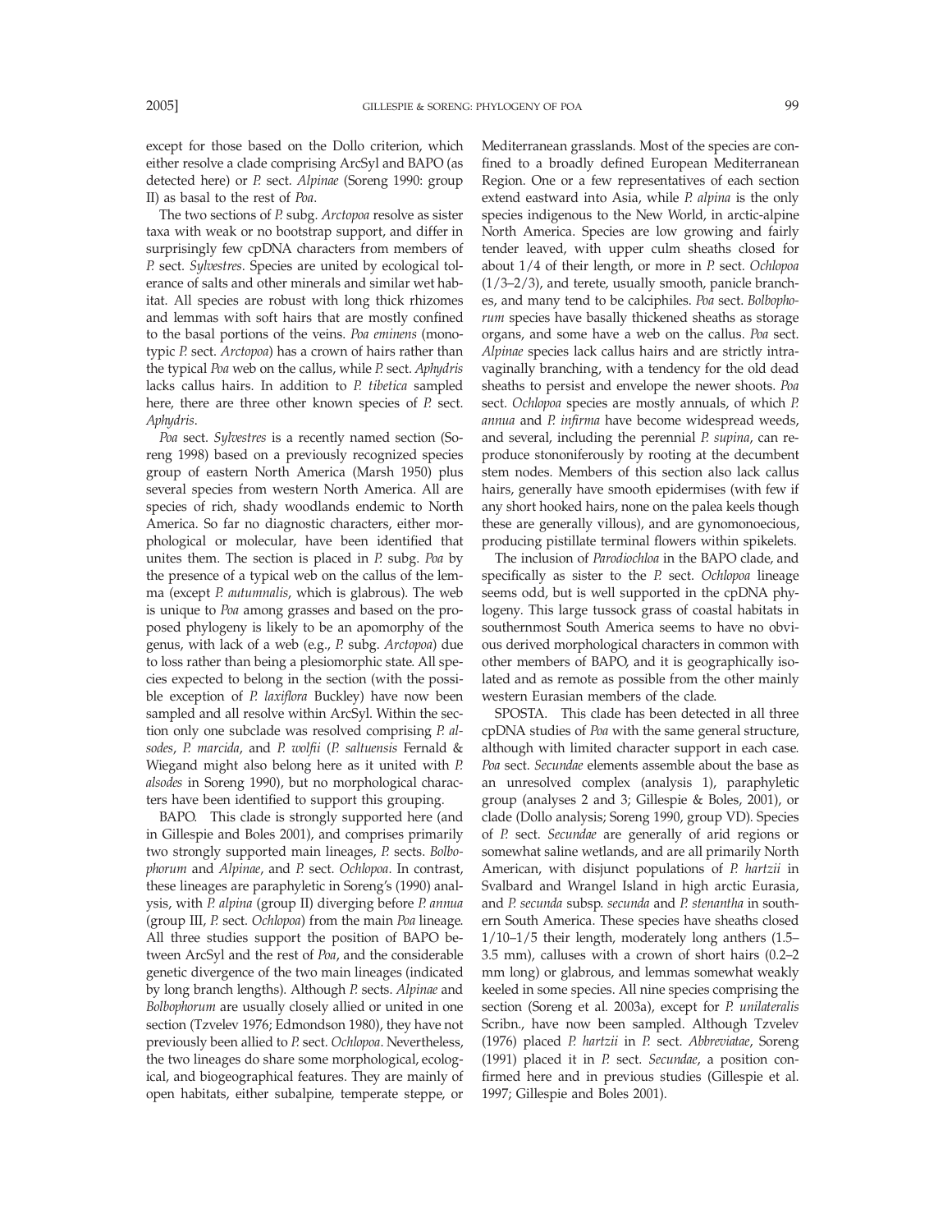except for those based on the Dollo criterion, which either resolve a clade comprising ArcSyl and BAPO (as detected here) or *P.* sect. *Alpinae* (Soreng 1990: group II) as basal to the rest of *Poa*.

The two sections of *P.* subg. *Arctopoa* resolve as sister taxa with weak or no bootstrap support, and differ in surprisingly few cpDNA characters from members of *P.* sect. *Sylvestres*. Species are united by ecological tolerance of salts and other minerals and similar wet habitat. All species are robust with long thick rhizomes and lemmas with soft hairs that are mostly confined to the basal portions of the veins. *Poa eminens* (monotypic *P.* sect. *Arctopoa*) has a crown of hairs rather than the typical *Poa* web on the callus, while *P.* sect. *Aphydris* lacks callus hairs. In addition to *P. tibetica* sampled here, there are three other known species of *P.* sect. *Aphydris*.

*Poa* sect. *Sylvestres* is a recently named section (Soreng 1998) based on a previously recognized species group of eastern North America (Marsh 1950) plus several species from western North America. All are species of rich, shady woodlands endemic to North America. So far no diagnostic characters, either morphological or molecular, have been identified that unites them. The section is placed in *P.* subg. *Poa* by the presence of a typical web on the callus of the lemma (except *P. autumnalis*, which is glabrous). The web is unique to *Poa* among grasses and based on the proposed phylogeny is likely to be an apomorphy of the genus, with lack of a web (e.g., *P.* subg. *Arctopoa*) due to loss rather than being a plesiomorphic state. All species expected to belong in the section (with the possible exception of *P. laxiflora* Buckley) have now been sampled and all resolve within ArcSyl. Within the section only one subclade was resolved comprising *P. alsodes*, *P. marcida*, and *P. wolfii* (*P. saltuensis* Fernald & Wiegand might also belong here as it united with *P. alsodes* in Soreng 1990), but no morphological characters have been identified to support this grouping.

BAPO. This clade is strongly supported here (and in Gillespie and Boles 2001), and comprises primarily two strongly supported main lineages, *P.* sects. *Bolbophorum* and *Alpinae*, and *P.* sect. *Ochlopoa*. In contrast, these lineages are paraphyletic in Soreng's (1990) analysis, with *P. alpina* (group II) diverging before *P. annua* (group III, *P.* sect. *Ochlopoa*) from the main *Poa* lineage. All three studies support the position of BAPO between ArcSyl and the rest of *Poa*, and the considerable genetic divergence of the two main lineages (indicated by long branch lengths). Although *P.* sects. *Alpinae* and *Bolbophorum* are usually closely allied or united in one section (Tzvelev 1976; Edmondson 1980), they have not previously been allied to *P.* sect. *Ochlopoa*. Nevertheless, the two lineages do share some morphological, ecological, and biogeographical features. They are mainly of open habitats, either subalpine, temperate steppe, or Mediterranean grasslands. Most of the species are confined to a broadly defined European Mediterranean Region. One or a few representatives of each section extend eastward into Asia, while *P. alpina* is the only species indigenous to the New World, in arctic-alpine North America. Species are low growing and fairly tender leaved, with upper culm sheaths closed for about 1/4 of their length, or more in *P.* sect. *Ochlopoa* (1/3–2/3), and terete, usually smooth, panicle branches, and many tend to be calciphiles. *Poa* sect. *Bolbophorum* species have basally thickened sheaths as storage organs, and some have a web on the callus. *Poa* sect. *Alpinae* species lack callus hairs and are strictly intravaginally branching, with a tendency for the old dead sheaths to persist and envelope the newer shoots. *Poa* sect. *Ochlopoa* species are mostly annuals, of which *P. annua* and *P. infirma* have become widespread weeds, and several, including the perennial *P. supina*, can reproduce stononiferously by rooting at the decumbent stem nodes. Members of this section also lack callus hairs, generally have smooth epidermises (with few if any short hooked hairs, none on the palea keels though these are generally villous), and are gynomonoecious, producing pistillate terminal flowers within spikelets.

The inclusion of *Parodiochloa* in the BAPO clade, and specifically as sister to the *P.* sect. *Ochlopoa* lineage seems odd, but is well supported in the cpDNA phylogeny. This large tussock grass of coastal habitats in southernmost South America seems to have no obvious derived morphological characters in common with other members of BAPO, and it is geographically isolated and as remote as possible from the other mainly western Eurasian members of the clade.

SPOSTA. This clade has been detected in all three cpDNA studies of *Poa* with the same general structure, although with limited character support in each case. *Poa* sect. *Secundae* elements assemble about the base as an unresolved complex (analysis 1), paraphyletic group (analyses 2 and 3; Gillespie & Boles, 2001), or clade (Dollo analysis; Soreng 1990, group VD). Species of *P.* sect. *Secundae* are generally of arid regions or somewhat saline wetlands, and are all primarily North American, with disjunct populations of *P. hartzii* in Svalbard and Wrangel Island in high arctic Eurasia, and *P. secunda* subsp. *secunda* and *P. stenantha* in southern South America. These species have sheaths closed 1/10–1/5 their length, moderately long anthers (1.5–3.5 mm), calluses with a crown of short hairs (0.2–2 mm long) or glabrous, and lemmas somewhat weakly keeled in some species. All nine species comprising the section (Soreng et al. 2003a), except for *P. unilateralis* Scribn., have now been sampled. Although Tzvelev (1976) placed *P. hartzii* in *P.* sect. *Abbreviatae*, Soreng (1991) placed it in *P.* sect. *Secundae*, a position confirmed here and in previous studies (Gillespie et al. 1997; Gillespie and Boles 2001).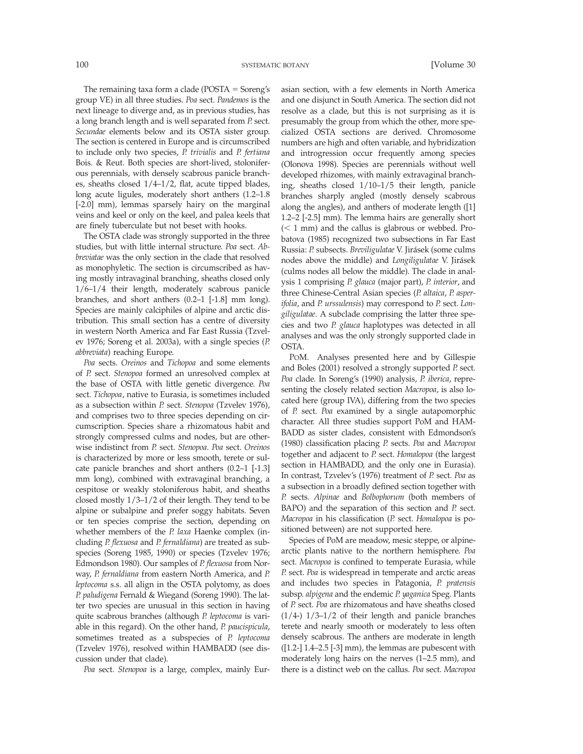The remaining taxa form a clade (POSTA = Soreng's group VE) in all three studies. *Poa* sect. *Pandemos* is the next lineage to diverge and, as in previous studies, has a long branch length and is well separated from *P.* sect. *Secundae* elements below and its OSTA sister group. The section is centered in Europe and is circumscribed to include only two species, *P. trivialis* and *P. fertiana* Bois. & Reut. Both species are short-lived, stoloniferous perennials, with densely scabrous panicle branches, sheaths closed 1/4–1/2, flat, acute tipped blades, long acute ligules, moderately short anthers (1.2–1.8 [-2.0] mm), lemmas sparsely hairy on the marginal veins and keel or only on the keel, and palea keels that are finely tuberculate but not beset with hooks.

The OSTA clade was strongly supported in the three studies, but with little internal structure. *Poa* sect. *Abbreviatae* was the only section in the clade that resolved as monophyletic. The section is circumscribed as having mostly intravaginal branching, sheaths closed only 1/6–1/4 their length, moderately scabrous panicle branches, and short anthers (0.2–1 [-1.8] mm long). Species are mainly calciphiles of alpine and arctic distribution. This small section has a centre of diversity in western North America and Far East Russia (Tzvelev 1976; Soreng et al. 2003a), with a single species (*P. abbreviata*) reaching Europe.

*Poa* sects. *Oreinos* and *Tichopoa* and some elements of *P.* sect. *Stenopoa* formed an unresolved complex at the base of OSTA with little genetic divergence. *Poa* sect. *Tichopoa*, native to Eurasia, is sometimes included as a subsection within *P.* sect. *Stenopoa* (Tzvelev 1976), and comprises two to three species depending on circumscription. Species share a rhizomatous habit and strongly compressed culms and nodes, but are otherwise indistinct from *P.* sect. *Stenopoa*. *Poa* sect. *Oreinos* is characterized by more or less smooth, terete or sulcate panicle branches and short anthers (0.2–1 [-1.3] mm long), combined with extravaginal branching, a cespitose or weakly stoloniferous habit, and sheaths closed mostly 1/3–1/2 of their length. They tend to be alpine or subalpine and prefer soggy habitats. Seven or ten species comprise the section, depending on whether members of the *P. laxa* Haenke complex (including *P. flexuosa* and *P. fernaldiana*) are treated as subspecies (Soreng 1985, 1990) or species (Tzvelev 1976; Edmondson 1980). Our samples of *P. flexuosa* from Norway, *P. fernaldiana* from eastern North America, and *P. leptocoma* s.s. all align in the OSTA polytomy, as does *P. paludigena* Fernald & Wiegand (Soreng 1990). The latter two species are unusual in this section in having quite scabrous branches (although *P. leptocoma* is variable in this regard). On the other hand, *P. paucispicula*, sometimes treated as a subspecies of *P. leptocoma* (Tzvelev 1976), resolved within HAMBADD (see discussion under that clade).

*Poa* sect. *Stenopoa* is a large, complex, mainly Eurasian section, with a few elements in North America and one disjunct in South America. The section did not resolve as a clade, but this is not surprising as it is presumably the group from which the other, more specialized OSTA sections are derived. Chromosome numbers are high and often variable, and hybridization and introgression occur frequently among species (Olonova 1998). Species are perennials without well developed rhizomes, with mainly extravaginal branching, sheaths closed 1/10–1/5 their length, panicle branches sharply angled (mostly densely scabrous along the angles), and anthers of moderate length ([1] 1.2–2 [-2.5] mm). The lemma hairs are generally short (< 1 mm) and the callus is glabrous or webbed. Probatova (1985) recognized two subsections in Far East Russia: *P.* subsects. *Breviligulatae* V. Jirásek (some culms nodes above the middle) and *Longiligulatae* V. Jirásek (culms nodes all below the middle). The clade in analysis 1 comprising *P. glauca* (major part), *P. interior*, and three Chinese-Central Asian species (*P. altaica*, *P. asperifolia*, and *P. urssulensis*) may correspond to *P.* sect. *Longiligulatae*. A subclade comprising the latter three species and two *P. glauca* haplotypes was detected in all analyses and was the only strongly supported clade in OSTA.

PoM. Analyses presented here and by Gillespie and Boles (2001) resolved a strongly supported *P.* sect. *Poa* clade. In Soreng's (1990) analysis, *P. iberica*, representing the closely related section *Macropoa*, is also located here (group IVA), differing from the two species of *P.* sect. *Poa* examined by a single autapomorphic character. All three studies support PoM and HAMBADD as sister clades, consistent with Edmondson's (1980) classification placing *P.* sects. *Poa* and *Macropoa* together and adjacent to *P.* sect. *Homalopoa* (the largest section in HAMBADD, and the only one in Eurasia). In contrast, Tzvelev's (1976) treatment of *P.* sect. *Poa* as a subsection in a broadly defined section together with *P.* sects. *Alpinae* and *Bolbophorum* (both members of BAPO) and the separation of this section and *P.* sect. *Macropoa* in his classification (*P.* sect. *Homalopoa* is positioned between) are not supported here.

Species of PoM are meadow, mesic steppe, or alpine-arctic plants native to the northern hemisphere. *Poa* sect. *Macropoa* is confined to temperate Eurasia, while *P.* sect. *Poa* is widespread in temperate and arctic areas and includes two species in Patagonia, *P. pratensis* subsp. *alpigena* and the endemic *P. yaganica* Speg. Plants of *P.* sect. *Poa* are rhizomatous and have sheaths closed (1/4-) 1/3–1/2 of their length and panicle branches terete and nearly smooth or moderately to less often densely scabrous. The anthers are moderate in length ([1.2-] 1.4–2.5 [-3] mm), the lemmas are pubescent with moderately long hairs on the nerves (1–2.5 mm), and there is a distinct web on the callus. *Poa* sect. *Macropoa*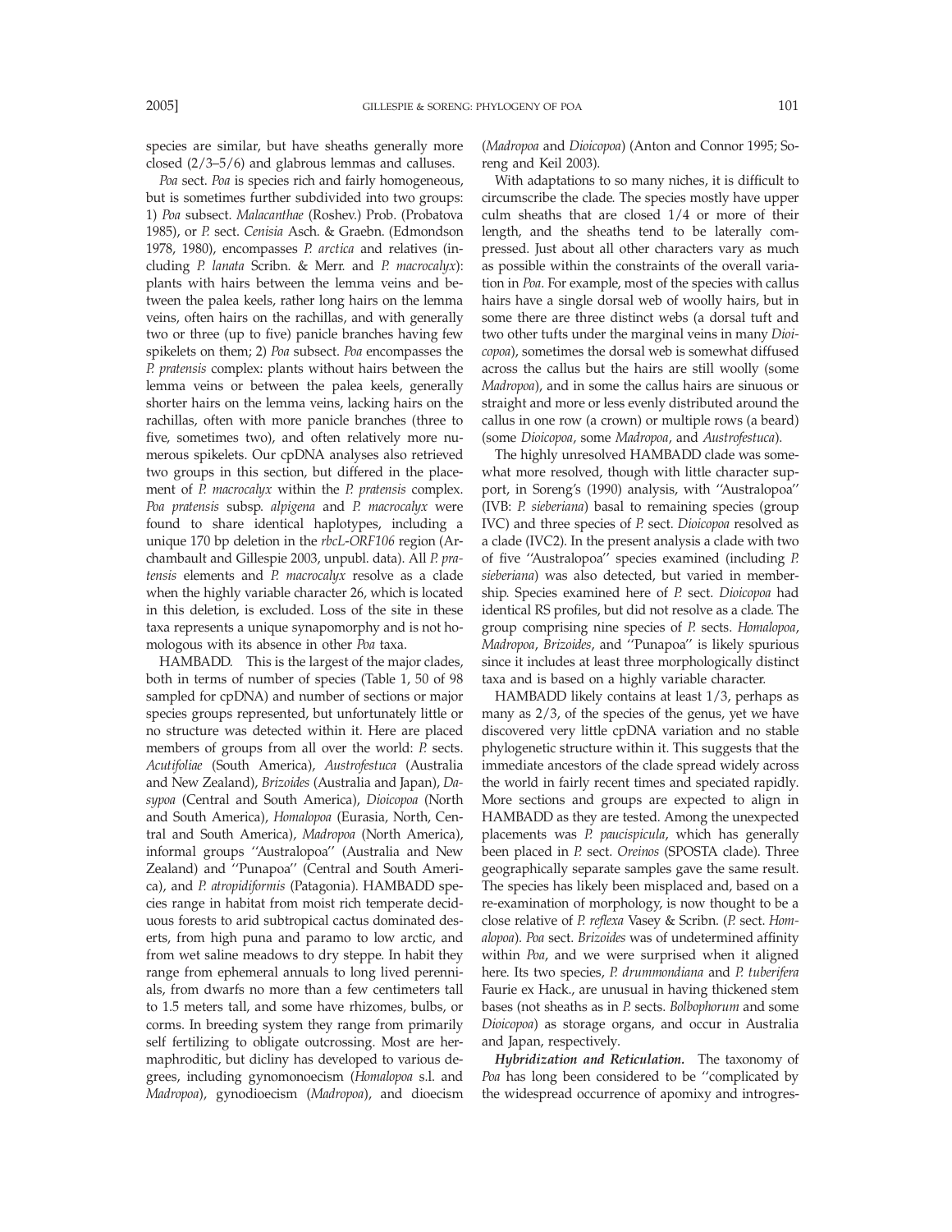species are similar, but have sheaths generally more closed (2/3–5/6) and glabrous lemmas and calluses.

*Poa* sect. *Poa* is species rich and fairly homogeneous, but is sometimes further subdivided into two groups: 1) *Poa* subsect. *Malacanthae* (Roshev.) Prob. (Probatova 1985), or *P.* sect. *Cenisia* Asch. & Graebn. (Edmondson 1978, 1980), encompasses *P. arctica* and relatives (including *P. lanata* Scribn. & Merr. and *P. macrocalyx*): plants with hairs between the lemma veins and between the palea keels, rather long hairs on the lemma veins, often hairs on the rachillas, and with generally two or three (up to five) panicle branches having few spikelets on them; 2) *Poa* subsect. *Poa* encompasses the *P. pratensis* complex: plants without hairs between the lemma veins or between the palea keels, generally shorter hairs on the lemma veins, lacking hairs on the rachillas, often with more panicle branches (three to five, sometimes two), and often relatively more numerous spikelets. Our cpDNA analyses also retrieved two groups in this section, but differed in the placement of *P. macrocalyx* within the *P. pratensis* complex. *Poa pratensis* subsp. *alpigena* and *P. macrocalyx* were found to share identical haplotypes, including a unique 170 bp deletion in the *rbcL-ORF106* region (Archambault and Gillespie 2003, unpubl. data). All *P. pratensis* elements and *P. macrocalyx* resolve as a clade when the highly variable character 26, which is located in this deletion, is excluded. Loss of the site in these taxa represents a unique synapomorphy and is not homologous with its absence in other *Poa* taxa.

HAMBADD. This is the largest of the major clades, both in terms of number of species (Table 1, 50 of 98 sampled for cpDNA) and number of sections or major species groups represented, but unfortunately little or no structure was detected within it. Here are placed members of groups from all over the world: *P.* sects. *Acutifoliae* (South America), *Austrofestuca* (Australia and New Zealand), *Brizoides* (Australia and Japan), *Dasypoa* (Central and South America), *Dioicopoa* (North and South America), *Homalopoa* (Eurasia, North, Central and South America), *Madropoa* (North America), informal groups ''Australopoa'' (Australia and New Zealand) and ''Punapoa'' (Central and South America), and *P. atropidiformis* (Patagonia). HAMBADD species range in habitat from moist rich temperate deciduous forests to arid subtropical cactus dominated deserts, from high puna and paramo to low arctic, and from wet saline meadows to dry steppe. In habit they range from ephemeral annuals to long lived perennials, from dwarfs no more than a few centimeters tall to 1.5 meters tall, and some have rhizomes, bulbs, or corms. In breeding system they range from primarily self fertilizing to obligate outcrossing. Most are hermaphroditic, but dicliny has developed to various degrees, including gynomonoecism (*Homalopoa* s.l. and *Madropoa*), gynodioecism (*Madropoa*), and dioecism (*Madropoa* and *Dioicopoa*) (Anton and Connor 1995; Soreng and Keil 2003).

With adaptations to so many niches, it is difficult to circumscribe the clade. The species mostly have upper culm sheaths that are closed 1/4 or more of their length, and the sheaths tend to be laterally compressed. Just about all other characters vary as much as possible within the constraints of the overall variation in *Poa*. For example, most of the species with callus hairs have a single dorsal web of woolly hairs, but in some there are three distinct webs (a dorsal tuft and two other tufts under the marginal veins in many *Dioicopoa*), sometimes the dorsal web is somewhat diffused across the callus but the hairs are still woolly (some *Madropoa*), and in some the callus hairs are sinuous or straight and more or less evenly distributed around the callus in one row (a crown) or multiple rows (a beard) (some *Dioicopoa*, some *Madropoa*, and *Austrofestuca*).

The highly unresolved HAMBADD clade was somewhat more resolved, though with little character support, in Soreng's (1990) analysis, with ''Australopoa'' (IVB: *P. sieberiana*) basal to remaining species (group IVC) and three species of *P.* sect. *Dioicopoa* resolved as a clade (IVC2). In the present analysis a clade with two of five ''Australopoa'' species examined (including *P. sieberiana*) was also detected, but varied in membership. Species examined here of *P.* sect. *Dioicopoa* had identical RS profiles, but did not resolve as a clade. The group comprising nine species of *P.* sects. *Homalopoa*, *Madropoa*, *Brizoides*, and ''Punapoa'' is likely spurious since it includes at least three morphologically distinct taxa and is based on a highly variable character.

HAMBADD likely contains at least 1/3, perhaps as many as 2/3, of the species of the genus, yet we have discovered very little cpDNA variation and no stable phylogenetic structure within it. This suggests that the immediate ancestors of the clade spread widely across the world in fairly recent times and speciated rapidly. More sections and groups are expected to align in HAMBADD as they are tested. Among the unexpected placements was *P. paucispicula*, which has generally been placed in *P.* sect. *Oreinos* (SPOSTA clade). Three geographically separate samples gave the same result. The species has likely been misplaced and, based on a re-examination of morphology, is now thought to be a close relative of *P. reflexa* Vasey & Scribn. (*P.* sect. *Homalopoa*). *Poa* sect. *Brizoides* was of undetermined affinity within *Poa*, and we were surprised when it aligned here. Its two species, *P. drummondiana* and *P. tuberifera* Faurie ex Hack., are unusual in having thickened stem bases (not sheaths as in *P.* sects. *Bolbophorum* and some *Dioicopoa*) as storage organs, and occur in Australia and Japan, respectively.

***Hybridization and Reticulation.*** The taxonomy of *Poa* has long been considered to be ''complicated by the widespread occurrence of apomixy and introgres-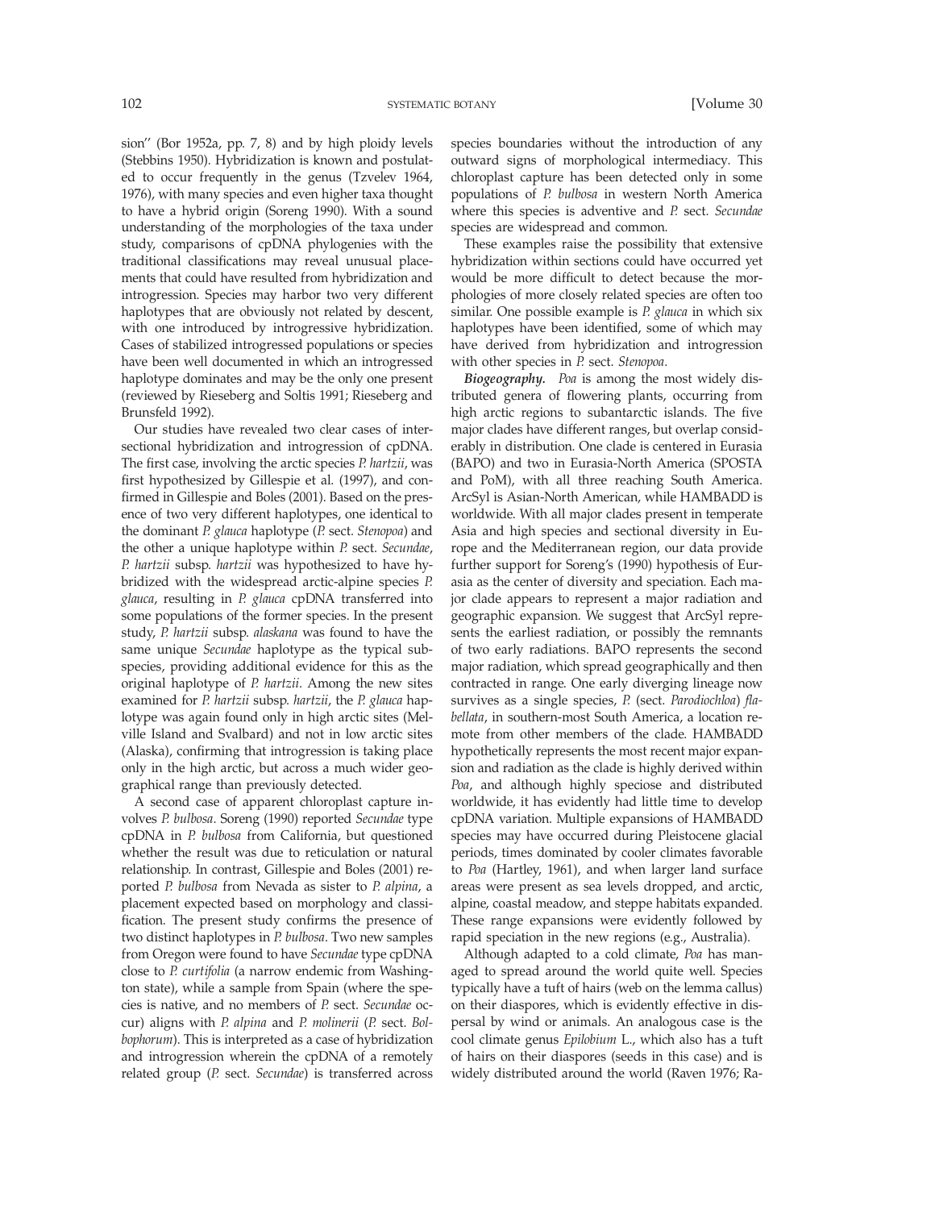sion'' (Bor 1952a, pp. 7, 8) and by high ploidy levels (Stebbins 1950). Hybridization is known and postulated to occur frequently in the genus (Tzvelev 1964, 1976), with many species and even higher taxa thought to have a hybrid origin (Soreng 1990). With a sound understanding of the morphologies of the taxa under study, comparisons of cpDNA phylogenies with the traditional classifications may reveal unusual placements that could have resulted from hybridization and introgression. Species may harbor two very different haplotypes that are obviously not related by descent, with one introduced by introgressive hybridization. Cases of stabilized introgressed populations or species have been well documented in which an introgressed haplotype dominates and may be the only one present (reviewed by Rieseberg and Soltis 1991; Rieseberg and Brunsfeld 1992).

Our studies have revealed two clear cases of intersectional hybridization and introgression of cpDNA. The first case, involving the arctic species *P. hartzii*, was first hypothesized by Gillespie et al. (1997), and confirmed in Gillespie and Boles (2001). Based on the presence of two very different haplotypes, one identical to the dominant *P. glauca* haplotype (*P.* sect. *Stenopoa*) and the other a unique haplotype within *P.* sect. *Secundae*, *P. hartzii* subsp. *hartzii* was hypothesized to have hybridized with the widespread arctic-alpine species *P. glauca*, resulting in *P. glauca* cpDNA transferred into some populations of the former species. In the present study, *P. hartzii* subsp. *alaskana* was found to have the same unique *Secundae* haplotype as the typical subspecies, providing additional evidence for this as the original haplotype of *P. hartzii*. Among the new sites examined for *P. hartzii* subsp. *hartzii*, the *P. glauca* haplotype was again found only in high arctic sites (Melville Island and Svalbard) and not in low arctic sites (Alaska), confirming that introgression is taking place only in the high arctic, but across a much wider geographical range than previously detected.

A second case of apparent chloroplast capture involves *P. bulbosa*. Soreng (1990) reported *Secundae* type cpDNA in *P. bulbosa* from California, but questioned whether the result was due to reticulation or natural relationship. In contrast, Gillespie and Boles (2001) reported *P. bulbosa* from Nevada as sister to *P. alpina*, a placement expected based on morphology and classification. The present study confirms the presence of two distinct haplotypes in *P. bulbosa*. Two new samples from Oregon were found to have *Secundae* type cpDNA close to *P. curtifolia* (a narrow endemic from Washington state), while a sample from Spain (where the species is native, and no members of *P.* sect. *Secundae* occur) aligns with *P. alpina* and *P. molinerii* (*P.* sect. *Bolbophorum*). This is interpreted as a case of hybridization and introgression wherein the cpDNA of a remotely related group (*P.* sect. *Secundae*) is transferred across species boundaries without the introduction of any outward signs of morphological intermediacy. This chloroplast capture has been detected only in some populations of *P. bulbosa* in western North America where this species is adventive and *P.* sect. *Secundae* species are widespread and common.

These examples raise the possibility that extensive hybridization within sections could have occurred yet would be more difficult to detect because the morphologies of more closely related species are often too similar. One possible example is *P. glauca* in which six haplotypes have been identified, some of which may have derived from hybridization and introgression with other species in *P.* sect. *Stenopoa*.

***Biogeography.*** *Poa* is among the most widely distributed genera of flowering plants, occurring from high arctic regions to subantarctic islands. The five major clades have different ranges, but overlap considerably in distribution. One clade is centered in Eurasia (BAPO) and two in Eurasia-North America (SPOSTA and PoM), with all three reaching South America. ArcSyl is Asian-North American, while HAMBADD is worldwide. With all major clades present in temperate Asia and high species and sectional diversity in Europe and the Mediterranean region, our data provide further support for Soreng's (1990) hypothesis of Eurasia as the center of diversity and speciation. Each major clade appears to represent a major radiation and geographic expansion. We suggest that ArcSyl represents the earliest radiation, or possibly the remnants of two early radiations. BAPO represents the second major radiation, which spread geographically and then contracted in range. One early diverging lineage now survives as a single species, *P.* (sect. *Parodiochloa*) *flabellata*, in southern-most South America, a location remote from other members of the clade. HAMBADD hypothetically represents the most recent major expansion and radiation as the clade is highly derived within *Poa*, and although highly speciose and distributed worldwide, it has evidently had little time to develop cpDNA variation. Multiple expansions of HAMBADD species may have occurred during Pleistocene glacial periods, times dominated by cooler climates favorable to *Poa* (Hartley, 1961), and when larger land surface areas were present as sea levels dropped, and arctic, alpine, coastal meadow, and steppe habitats expanded. These range expansions were evidently followed by rapid speciation in the new regions (e.g., Australia).

Although adapted to a cold climate, *Poa* has managed to spread around the world quite well. Species typically have a tuft of hairs (web on the lemma callus) on their diaspores, which is evidently effective in dispersal by wind or animals. An analogous case is the cool climate genus *Epilobium* L., which also has a tuft of hairs on their diaspores (seeds in this case) and is widely distributed around the world (Raven 1976; Ra-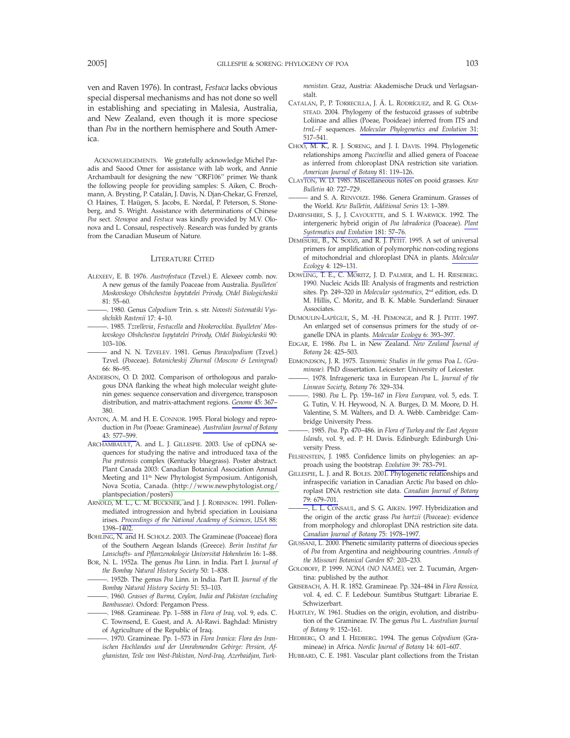ven and Raven 1976). In contrast, *Festuca* lacks obvious special dispersal mechanisms and has not done so well in establishing and speciating in Malesia, Australia, and New Zealand, even though it is more speciose than *Poa* in the northern hemisphere and South America.

ACKNOWLEDGEMENTS. We gratefully acknowledge Michel Paradis and Saood Omer for assistance with lab work, and Annie Archambault for designing the new ''ORF106'' primer. We thank the following people for providing samples: S. Aiken, C. Brochmann, A. Brysting, P. Catalán, J. Davis, N. Djan-Chekar, G. Frenzel, O. Haines, T. Haügen, S. Jacobs, E. Nordal, P. Peterson, S. Stoneberg, and S. Wright. Assistance with determinations of Chinese *Poa* sect. *Stenopoa* and *Festuca* was kindly provided by M.V. Olonova and L. Consaul, respectively. Research was funded by grants from the Canadian Museum of Nature.

## LITERATURE CITED

ALEXEEV, E. B. 1976. *Austrofestuca* (Tzvel.) E. Alexeev comb. nov. A new genus of the family Poaceae from Australia. *Byulleten' Moskovskogo Obshchestva Ispytatelei Prirody, Otdel Biologicheskii* 81: 55–60.

———. 1980. Genus *Colpodium* Trin. s. str. *Novosti Sistematiki Vysshchikh Rastenii* 17: 4–10.

———. 1985. *Tzvellevia*, *Festucella* and *Hookerochloa*. *Byulleten' Moskovskogo Obshchestva Ispytatelei Prirody, Otdel Biologicheskii* 90: 103–106.

——— and N. N. TZVELEV. 1981. Genus *Paracolpodium* (Tzvel.) Tzvel. (*Poa*ceae). *Botanicheskij Zhurnal (Moscow & Leningrad)* 66: 86–95.

ANDERSON, O. D. 2002. Comparison of orthologous and paralogous DNA flanking the wheat high molecular weight glutenin genes: sequence conservation and divergence, transposon distribution, and matrix-attachment regions. *Genome* 45: 367–380.

ANTON, A. M. and H. E. CONNOR. 1995. Floral biology and reproduction in *Poa* (Poeae: Gramineae). *Australian Journal of Botany* 43: 577–599.

ARCHAMBAULT, A. and L. J. GILLESPIE. 2003. Use of cpDNA sequences for studying the native and introduced taxa of the *Poa pratensis* complex (Kentucky bluegrass). Poster abstract. Plant Canada 2003: Canadian Botanical Association Annual Meeting and 11th New Phytologist Symposium. Antigonish, Nova Scotia, Canada. (http://www.newphytologist.org/plantspeciation/posters)

ARNOLD, M. L., C. M. BUCKNER, and J. J. ROBINSON. 1991. Pollen-mediated introgression and hybrid speciation in Louisiana irises. *Proceedings of the National Academy of Sciences, USA* 88: 1398–1402.

BOHLING, N. and H. SCHOLZ. 2003. The Gramineae (Poaceae) flora of the Southern Aegean Islands (Greece). *Berin Institut fur Lanschafts- und Pflanzenokologie Universitat Hohenheim* 16: 1–88.

BOR, N. L. 1952a. The genus *Poa* Linn. in India. Part I. *Journal of the Bombay Natural History Society* 50: 1–838.

———. 1952b. The genus *Poa* Linn. in India. Part II. *Journal of the Bombay Natural History Society* 51: 53–103.

———. 1960. *Grasses of Burma, Ceylon, India and Pakistan (excluding Bambuseae).* Oxford: Pergamon Press.

———. 1968. Gramineae. Pp. 1–588 in *Flora of Iraq,* vol. 9, eds. C. C. Townsend, E. Guest, and A. Al-Rawi. Baghdad: Ministry of Agriculture of the Republic of Iraq.

———. 1970. Gramineae. Pp. 1–573 in *Flora Iranica: Flora des Iranischen Hochlandes und der Umrahmenden Gebirge: Persien, Afghanistan, Teile von West-Pakistan, Nord-Iraq, Azerbaidjan, Turkmenistan.* Graz, Austria: Akademische Druck und Verlagsanstalt.

CATALÁN, P., P. TORRECILLA, J. Á. L. RODRÍGUEZ, and R. G. OLMSTEAD. 2004. Phylogeny of the festucoid grasses of subtribe Loliinae and allies (Poeae, Pooideae) inferred from ITS and *trnL–F* sequences. *Molecular Phylogenetics and Evolution* 31: 517–541.

CHOO, M. K., R. J. SORENG, and J. I. DAVIS. 1994. Phylogenetic relationships among *Puccinellia* and allied genera of Poaceae as inferred from chloroplast DNA restriction site variation. *American Journal of Botany* 81: 119–126.

CLAYTON, W. D. 1985. Miscellaneous notes on pooid grasses. *Kew Bulletin* 40: 727–729.

——— and S. A. RENVOIZE. 1986. Genera Graminum. Grasses of the World. *Kew Bulletin, Additional Series* 13: 1–389.

DARBYSHIRE, S. J., J. CAYOUETTE, and S. I. WARWICK. 1992. The intergeneric hybrid origin of *Poa labradorica* (Poaceae). *Plant Systematics and Evolution* 181: 57–76.

DEMESURE, B., N. SODZI, and R. J. PETIT. 1995. A set of universal primers for amplification of polymorphic non-coding regions of mitochondrial and chloroplast DNA in plants. *Molecular Ecology* 4: 129–131.

DOWLING, T. E., C. MORITZ, J. D. PALMER, and L. H. RIESEBERG. 1990. Nucleic Acids III: Analysis of fragments and restriction sites. Pp. 249–320 in *Molecular systematics*, 2nd edition, eds. D. M. Hillis, C. Moritz, and B. K. Mable. Sunderland: Sinauer Associates.

DUMOULIN-LAPÈGUE, S., M. -H. PEMONGE, and R. J. PETIT. 1997. An enlarged set of consensus primers for the study of organelle DNA in plants. *Molecular Ecology* 6: 393–397.

EDGAR, E. 1986. *Poa* L. in New Zealand. *New Zealand Journal of Botany* 24: 425–503.

EDMONDSON, J. R. 1975. *Taxonomic Studies in the genus* Poa *L. (Gramineae).* PhD dissertation. Leicester: University of Leicester.

———. 1978. Infrageneric taxa in European *Poa* L. *Journal of the Linnean Society, Botany* 76: 329–334.

———. 1980. *Poa* L. Pp. 159–167 in *Flora Europaea,* vol. 5, eds. T. G. Tutin, V. H. Heywood, N. A. Burges, D. M. Moore, D. H. Valentine, S. M. Walters, and D. A. Webb. Cambridge: Cambridge University Press.

———. 1985. *Poa*. Pp. 470–486. in *Flora of Turkey and the East Aegean Islands,* vol. 9, ed. P. H. Davis. Edinburgh: Edinburgh University Press.

FELSENSTEIN, J. 1985. Confidence limits on phylogenies: an approach using the bootstrap. *Evolution* 39: 783–791.

GILLESPIE, L. J. and R. BOLES. 2001. Phylogenetic relationships and infraspecific variation in Canadian Arctic *Poa* based on chloroplast DNA restriction site data. *Canadian Journal of Botany* 79: 679–701.

———, L. L. CONSAUL, and S. G. AIKEN. 1997. Hybridization and the origin of the arctic grass *Poa hartzii* (*Poa*ceae): evidence from morphology and chloroplast DNA restriction site data. *Canadian Journal of Botany* 75: 1978–1997.

GIUSSANI, L. 2000. Phenetic similarity patterns of dioecious species of *Poa* from Argentina and neighbouring countries. *Annals of the Missouri Botanical Garden* 87: 203–233.

GOLOBOFF, P. 1999. *NONA (NO NAME),* ver. 2. Tucumán, Argentina: published by the author.

GRISEBACH, A. H. R. 1852. Gramineae. Pp. 324–484 in *Flora Rossica,* vol. 4, ed. C. F. Ledebour. Sumtibus Stuttgart: Librariae E. Schwizerbart.

HARTLEY, W. 1961. Studies on the origin, evolution, and distribution of the Gramineae. IV. The genus *Poa* L. *Australian Journal of Botany* 9: 152–161.

HEDBERG, O. and I. HEDBERG. 1994. The genus *Colpodium* (Gramineae) in Africa. *Nordic Journal of Botany* 14: 601–607.

HUBBARD, C. E. 1981. Vascular plant collections from the Tristan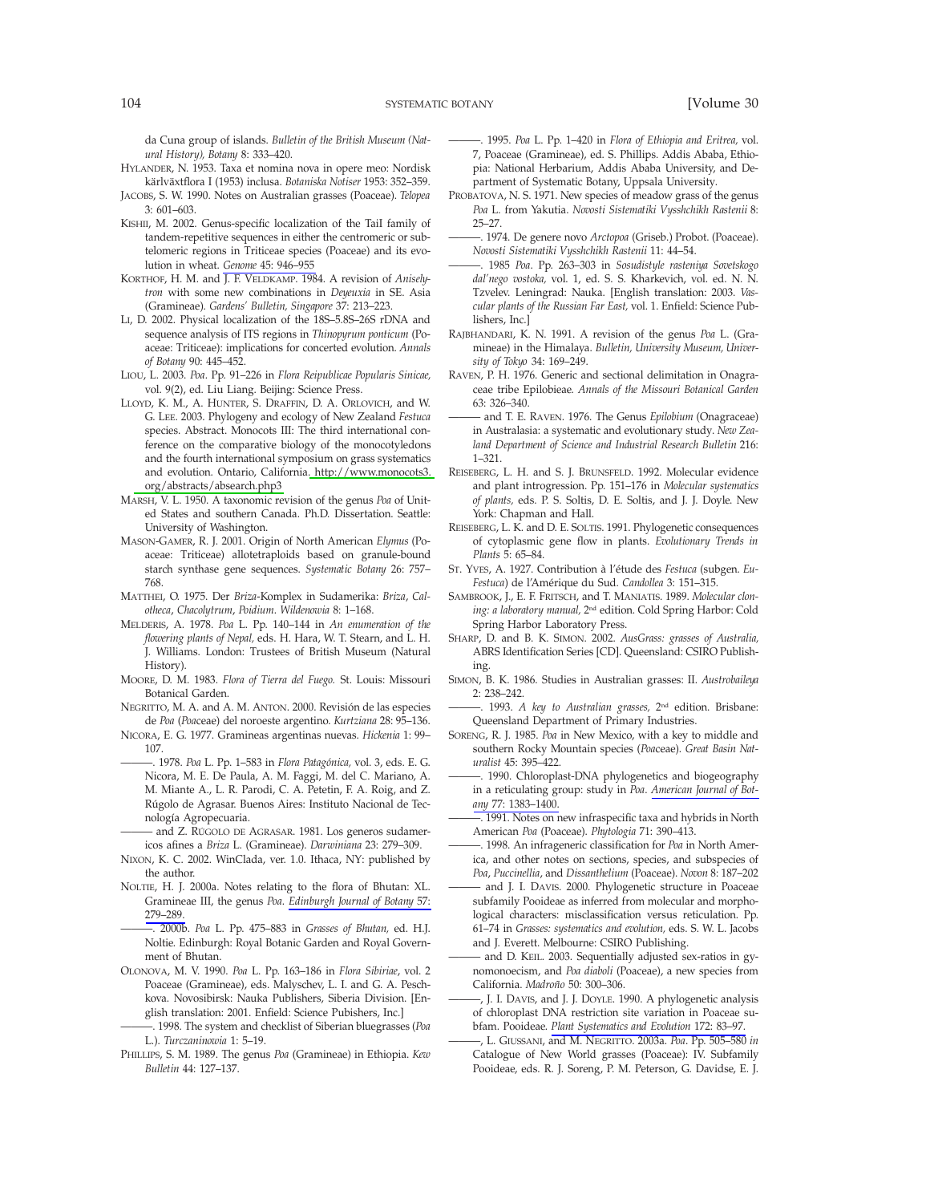da Cuna group of islands. *Bulletin of the British Museum (Natural History), Botany* 8: 333–420.

HYLANDER, N. 1953. Taxa et nomina nova in opere meo: Nordisk kärlväxtflora I (1953) inclusa. *Botaniska Notiser* 1953: 352–359.

JACOBS, S. W. 1990. Notes on Australian grasses (Poaceae). *Telopea* 3: 601–603.

KISHII, M. 2002. Genus-specific localization of the TaiI family of tandem-repetitive sequences in either the centromeric or subtelomeric regions in Triticeae species (Poaceae) and its evolution in wheat. *Genome* 45: 946–955

KORTHOF, H. M. and J. F. VELDKAMP. 1984. A revision of *Aniselytron* with some new combinations in *Deyeuxia* in SE. Asia (Gramineae). *Gardens' Bulletin, Singapore* 37: 213–223.

LI, D. 2002. Physical localization of the 18S–5.8S–26S rDNA and sequence analysis of ITS regions in *Thinopyrum ponticum* (Poaceae: Triticeae): implications for concerted evolution. *Annals of Botany* 90: 445–452.

LIOU, L. 2003. *Poa*. Pp. 91–226 in *Flora Reipublicae Popularis Sinicae,* vol. 9(2), ed. Liu Liang. Beijing: Science Press.

LLOYD, K. M., A. HUNTER, S. DRAFFIN, D. A. ORLOVICH, and W. G. LEE. 2003. Phylogeny and ecology of New Zealand *Festuca* species. Abstract. Monocots III: The third international conference on the comparative biology of the monocotyledons and the fourth international symposium on grass systematics and evolution. Ontario, California. http://www.monocots3.org/abstracts/absearch.php3

MARSH, V. L. 1950. A taxonomic revision of the genus *Poa* of United States and southern Canada. Ph.D. Dissertation. Seattle: University of Washington.

MASON-GAMER, R. J. 2001. Origin of North American *Elymus* (Poaceae: Triticeae) allotetraploids based on granule-bound starch synthase gene sequences. *Systematic Botany* 26: 757–768.

MATTHEI, O. 1975. Der *Briza*-Komplex in Sudamerika: *Briza*, *Calotheca*, *Chacolytrum*, *Poidium. Wildenowia* 8: 1–168.

MELDERIS, A. 1978. *Poa* L. Pp. 140–144 in *An enumeration of the flowering plants of Nepal,* eds. H. Hara, W. T. Stearn, and L. H. J. Williams. London: Trustees of British Museum (Natural History).

MOORE, D. M. 1983. *Flora of Tierra del Fuego.* St. Louis: Missouri Botanical Garden.

NEGRITTO, M. A. and A. M. ANTON. 2000. Revisión de las especies de *Poa* (*Poa*ceae) del noroeste argentino. *Kurtziana* 28: 95–136.

NICORA, E. G. 1977. Gramineas argentinas nuevas. *Hickenia* 1: 99–107.

———. 1978. *Poa* L. Pp. 1–583 in *Flora Patagónica,* vol. 3, eds. E. G. Nicora, M. E. De Paula, A. M. Faggi, M. del C. Mariano, A. M. Miante A., L. R. Parodi, C. A. Petetin, F. A. Roig, and Z. Rúgolo de Agrasar. Buenos Aires: Instituto Nacional de Tecnología Agropecuaria.

——— and Z. RÚGOLO DE AGRASAR. 1981. Los generos sudamericos afines a *Briza* L. (Gramineae). *Darwiniana* 23: 279–309.

NIXON, K. C. 2002. WinClada, ver. 1.0. Ithaca, NY: published by the author.

NOLTIE, H. J. 2000a. Notes relating to the flora of Bhutan: XL. Gramineae III, the genus *Poa*. *Edinburgh Journal of Botany* 57: 279–289.

———. 2000b. *Poa* L. Pp. 475–883 in *Grasses of Bhutan,* ed. H.J. Noltie. Edinburgh: Royal Botanic Garden and Royal Government of Bhutan.

OLONOVA, M. V. 1990. *Poa* L. Pp. 163–186 in *Flora Sibiriae*, vol. 2 Poaceae (Gramineae), eds. Malyschev, L. I. and G. A. Peschkova. Novosibirsk: Nauka Publishers, Siberia Division. [English translation: 2001. Enfield: Science Pubishers, Inc.]

———. 1998. The system and checklist of Siberian bluegrasses (*Poa* L.). *Turczaninowia* 1: 5–19.

PHILLIPS, S. M. 1989. The genus *Poa* (Gramineae) in Ethiopia. *Kew Bulletin* 44: 127–137.

———. 1995. *Poa* L. Pp. 1–420 in *Flora of Ethiopia and Eritrea,* vol. 7, Poaceae (Gramineae), ed. S. Phillips. Addis Ababa, Ethiopia: National Herbarium, Addis Ababa University, and Department of Systematic Botany, Uppsala University.

PROBATOVA, N. S. 1971. New species of meadow grass of the genus *Poa* L. from Yakutia. *Novosti Sistematiki Vysshchikh Rastenii* 8: 25–27.

———. 1974. De genere novo *Arctopoa* (Griseb.) Probot. (Poaceae). *Novosti Sistematiki Vysshchikh Rastenii* 11: 44–54.

———. 1985 *Poa*. Pp. 263–303 in *Sosudistyle rasteniya Sovetskogo dal'nego vostoka,* vol. 1, ed. S. S. Kharkevich, vol. ed. N. N. Tzvelev. Leningrad: Nauka. [English translation: 2003. *Vascular plants of the Russian Far East,* vol. 1. Enfield: Science Publishers, Inc.]

RAJBHANDARI, K. N. 1991. A revision of the genus *Poa* L. (Gramineae) in the Himalaya. *Bulletin, University Museum, University of Tokyo* 34: 169–249.

RAVEN, P. H. 1976. Generic and sectional delimitation in Onagraceae tribe Epilobieae. *Annals of the Missouri Botanical Garden* 63: 326–340.

——— and T. E. RAVEN. 1976. The Genus *Epilobium* (Onagraceae) in Australasia: a systematic and evolutionary study. *New Zealand Department of Science and Industrial Research Bulletin* 216: 1–321.

REISEBERG, L. H. and S. J. BRUNSFELD. 1992. Molecular evidence and plant introgression. Pp. 151–176 in *Molecular systematics of plants,* eds. P. S. Soltis, D. E. Soltis, and J. J. Doyle. New York: Chapman and Hall.

REISEBERG, L. K. and D. E. SOLTIS. 1991. Phylogenetic consequences of cytoplasmic gene flow in plants. *Evolutionary Trends in Plants* 5: 65–84.

ST. YVES, A. 1927. Contribution à l'étude des *Festuca* (subgen. *Eu-Festuca*) de l'Amérique du Sud. *Candollea* 3: 151–315.

SAMBROOK, J., E. F. FRITSCH, and T. MANIATIS. 1989. *Molecular cloning: a laboratory manual,* 2nd edition. Cold Spring Harbor: Cold Spring Harbor Laboratory Press.

SHARP, D. and B. K. SIMON. 2002. *AusGrass: grasses of Australia,* ABRS Identification Series [CD]. Queensland: CSIRO Publishing.

SIMON, B. K. 1986. Studies in Australian grasses: II. *Austrobaileya* 2: 238–242.

———. 1993. *A key to Australian grasses,* 2nd edition. Brisbane: Queensland Department of Primary Industries.

SORENG, R. J. 1985. *Poa* in New Mexico, with a key to middle and southern Rocky Mountain species (*Poa*ceae). *Great Basin Naturalist* 45: 395–422.

———. 1990. Chloroplast-DNA phylogenetics and biogeography in a reticulating group: study in *Poa*. *American Journal of Botany* 77: 1383–1400.

———. 1991. Notes on new infraspecific taxa and hybrids in North American *Poa* (Poaceae). *Phytologia* 71: 390–413.

———. 1998. An infrageneric classification for *Poa* in North America, and other notes on sections, species, and subspecies of *Poa*, *Puccinellia*, and *Dissanthelium* (Poaceae). *Novon* 8: 187–202

——— and J. I. DAVIS. 2000. Phylogenetic structure in Poaceae subfamily Pooideae as inferred from molecular and morphological characters: misclassification versus reticulation. Pp. 61–74 in *Grasses: systematics and evolution*, eds. S. W. L. Jacobs and J. Everett. Melbourne: CSIRO Publishing.

——— and D. KEIL. 2003. Sequentially adjusted sex-ratios in gynomonoecism, and *Poa diaboli* (Poaceae), a new species from California. *Madroño* 50: 300–306.

———, J. I. DAVIS, and J. J. DOYLE. 1990. A phylogenetic analysis of chloroplast DNA restriction site variation in Poaceae subfam. Pooideae. *Plant Systematics and Evolution* 172: 83–97.

———, L. GIUSSANI, and M. NEGRITTO. 2003a. *Poa*. Pp. 505–580 *in* Catalogue of New World grasses (Poaceae): IV. Subfamily Pooideae, eds. R. J. Soreng, P. M. Peterson, G. Davidse, E. J.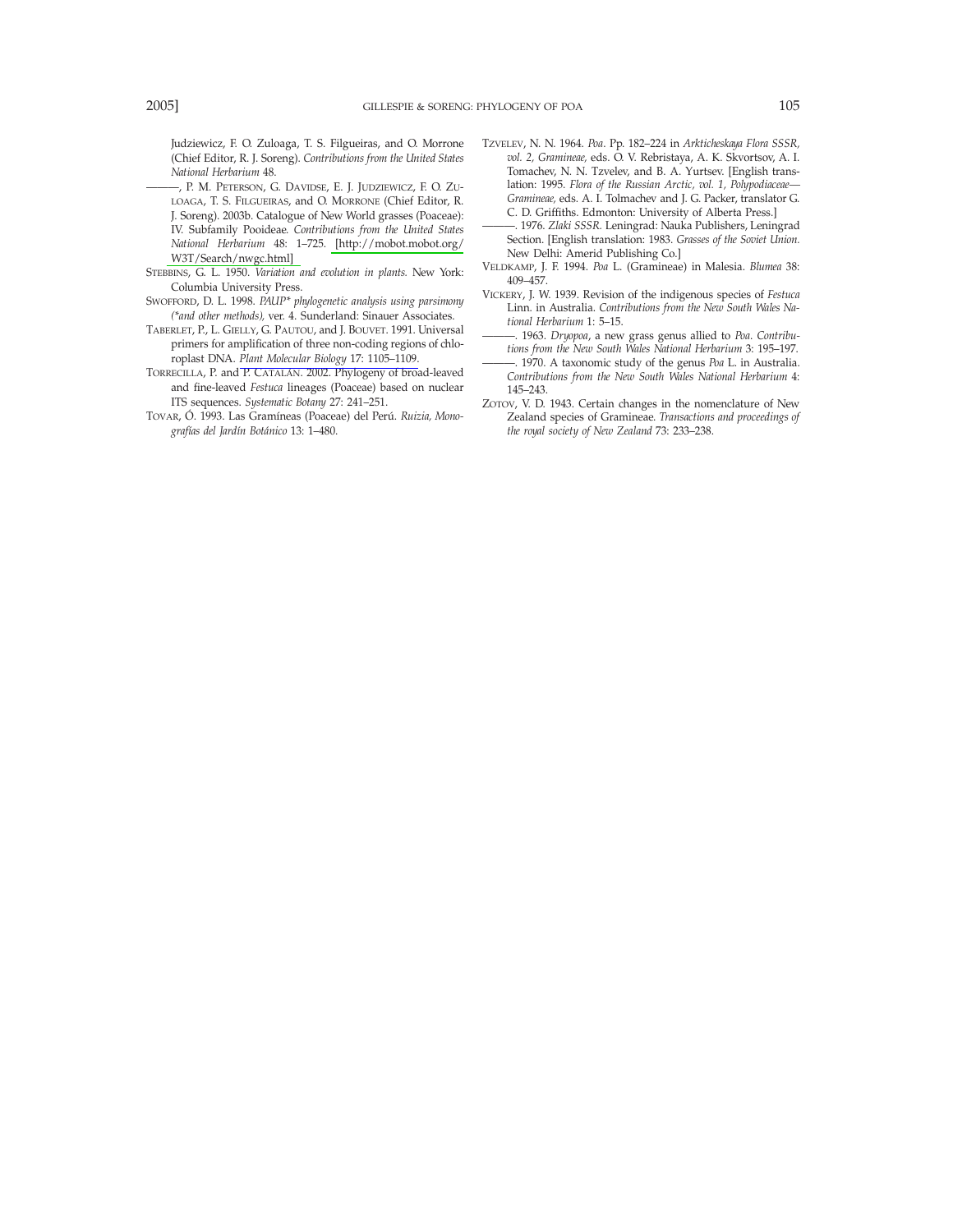Judziewicz, F. O. Zuloaga, T. S. Filgueiras, and O. Morrone (Chief Editor, R. J. Soreng). *Contributions from the United States National Herbarium* 48.

———, P. M. Peterson, G. Davidse, E. J. Judziewicz, F. O. Zuloaga, T. S. Filgueiras, and O. Morrone (Chief Editor, R. J. Soreng). 2003b. Catalogue of New World grasses (Poaceae): IV. Subfamily Pooideae. *Contributions from the United States National Herbarium* 48: 1–725. [http://mobot.mobot.org/W3T/Search/nwgc.html]

Stebbins, G. L. 1950. *Variation and evolution in plants.* New York: Columbia University Press.

Swofford, D. L. 1998. *PAUP\* phylogenetic analysis using parsimony (\*and other methods),* ver. 4. Sunderland: Sinauer Associates.

Taberlet, P., L. Gielly, G. Pautou, and J. Bouvet. 1991. Universal primers for amplification of three non-coding regions of chloroplast DNA. *Plant Molecular Biology* 17: 1105–1109.

Torrecilla, P. and P. Catalán. 2002. Phylogeny of broad-leaved and fine-leaved *Festuca* lineages (Poaceae) based on nuclear ITS sequences. *Systematic Botany* 27: 241–251.

Tovar, Ó. 1993. Las Gramíneas (Poaceae) del Perú. *Ruizia, Monografías del Jardín Botánico* 13: 1–480.

Tzvelev, N. N. 1964. *Poa*. Pp. 182–224 in *Arkticheskaya Flora SSSR, vol. 2, Gramineae,* eds. O. V. Rebristaya, A. K. Skvortsov, A. I. Tomachev, N. N. Tzvelev, and B. A. Yurtsev. [English translation: 1995. *Flora of the Russian Arctic, vol. 1, Polypodiaceae—Gramineae,* eds. A. I. Tolmachev and J. G. Packer, translator G. C. D. Griffiths. Edmonton: University of Alberta Press.]

———. 1976. *Zlaki SSSR.* Leningrad: Nauka Publishers, Leningrad Section. [English translation: 1983. *Grasses of the Soviet Union.* New Delhi: Amerid Publishing Co.]

Veldkamp, J. F. 1994. *Poa* L. (Gramineae) in Malesia. *Blumea* 38: 409–457.

Vickery, J. W. 1939. Revision of the indigenous species of *Festuca* Linn. in Australia. *Contributions from the New South Wales National Herbarium* 1: 5–15.

———. 1963. *Dryopoa*, a new grass genus allied to *Poa*. *Contributions from the New South Wales National Herbarium* 3: 195–197.

———. 1970. A taxonomic study of the genus *Poa* L. in Australia. *Contributions from the New South Wales National Herbarium* 4: 145–243.

Zotov, V. D. 1943. Certain changes in the nomenclature of New Zealand species of Gramineae. *Transactions and proceedings of the royal society of New Zealand* 73: 233–238.